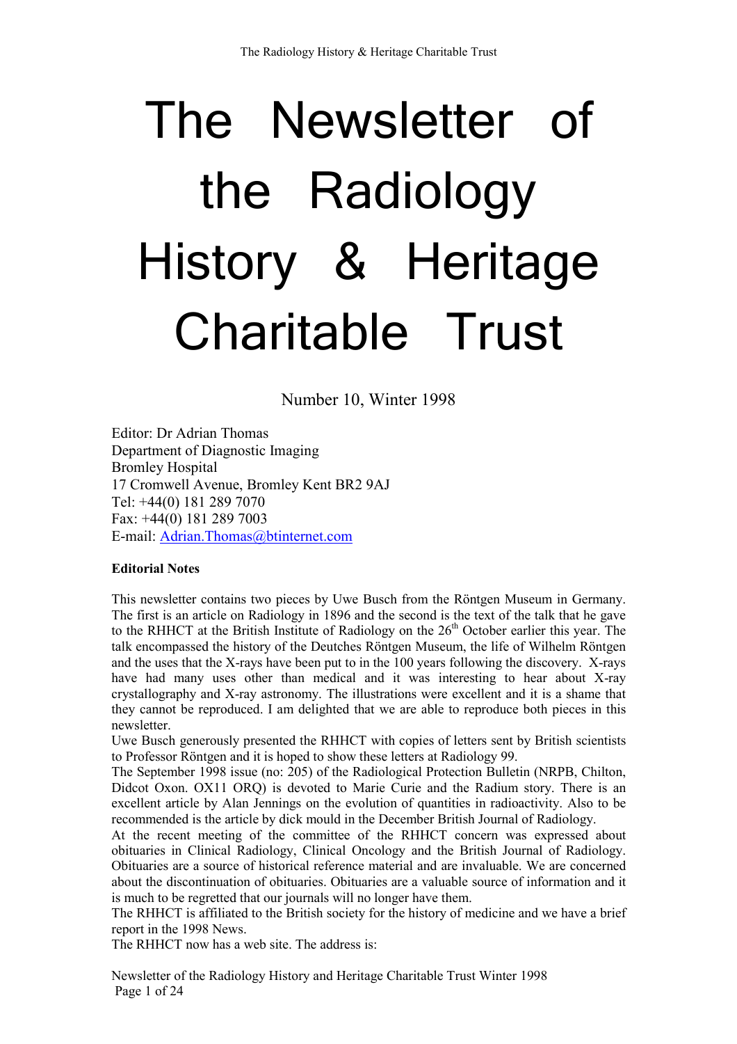# The Newsletter of the Radiology History & Heritage Charitable Trust

Number 10, Winter 1998

Editor: Dr Adrian Thomas
Department of Diagnostic Imaging
Bromley Hospital
17 Cromwell Avenue, Bromley Kent BR2 9AJ
Tel: +44(0) 181 289 7070
Fax: +44(0) 181 289 7003
E-mail: Adrian.Thomas@btinternet.com

**Editorial Notes**

This newsletter contains two pieces by Uwe Busch from the Röntgen Museum in Germany. The first is an article on Radiology in 1896 and the second is the text of the talk that he gave to the RHHCT at the British Institute of Radiology on the 26th October earlier this year. The talk encompassed the history of the Deutches Röntgen Museum, the life of Wilhelm Röntgen and the uses that the X-rays have been put to in the 100 years following the discovery. X-rays have had many uses other than medical and it was interesting to hear about X-ray crystallography and X-ray astronomy. The illustrations were excellent and it is a shame that they cannot be reproduced. I am delighted that we are able to reproduce both pieces in this newsletter.

Uwe Busch generously presented the RHHCT with copies of letters sent by British scientists to Professor Röntgen and it is hoped to show these letters at Radiology 99.

The September 1998 issue (no: 205) of the Radiological Protection Bulletin (NRPB, Chilton, Didcot Oxon. OX11 ORQ) is devoted to Marie Curie and the Radium story. There is an excellent article by Alan Jennings on the evolution of quantities in radioactivity. Also to be recommended is the article by dick mould in the December British Journal of Radiology.

At the recent meeting of the committee of the RHHCT concern was expressed about obituaries in Clinical Radiology, Clinical Oncology and the British Journal of Radiology. Obituaries are a source of historical reference material and are invaluable. We are concerned about the discontinuation of obituaries. Obituaries are a valuable source of information and it is much to be regretted that our journals will no longer have them.

The RHHCT is affiliated to the British society for the history of medicine and we have a brief report in the 1998 News.

The RHHCT now has a web site. The address is: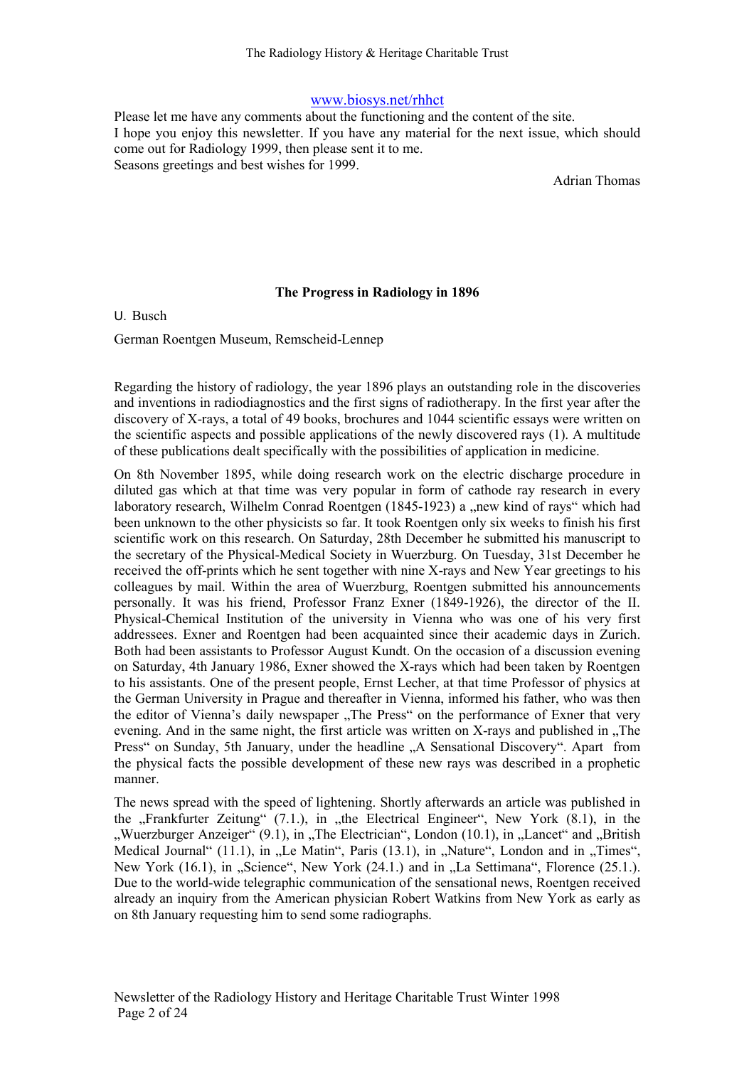www.biosys.net/rhhct

Please let me have any comments about the functioning and the content of the site.
I hope you enjoy this newsletter. If you have any material for the next issue, which should come out for Radiology 1999, then please sent it to me.
Seasons greetings and best wishes for 1999.

Adrian Thomas

## The Progress in Radiology in 1896

U. Busch

German Roentgen Museum, Remscheid-Lennep

Regarding the history of radiology, the year 1896 plays an outstanding role in the discoveries and inventions in radiodiagnostics and the first signs of radiotherapy. In the first year after the discovery of X-rays, a total of 49 books, brochures and 1044 scientific essays were written on the scientific aspects and possible applications of the newly discovered rays (1). A multitude of these publications dealt specifically with the possibilities of application in medicine.

On 8th November 1895, while doing research work on the electric discharge procedure in diluted gas which at that time was very popular in form of cathode ray research in every laboratory research, Wilhelm Conrad Roentgen (1845-1923) a „new kind of rays" which had been unknown to the other physicists so far. It took Roentgen only six weeks to finish his first scientific work on this research. On Saturday, 28th December he submitted his manuscript to the secretary of the Physical-Medical Society in Wuerzburg. On Tuesday, 31st December he received the off-prints which he sent together with nine X-rays and New Year greetings to his colleagues by mail. Within the area of Wuerzburg, Roentgen submitted his announcements personally. It was his friend, Professor Franz Exner (1849-1926), the director of the II. Physical-Chemical Institution of the university in Vienna who was one of his very first addressees. Exner and Roentgen had been acquainted since their academic days in Zurich. Both had been assistants to Professor August Kundt. On the occasion of a discussion evening on Saturday, 4th January 1986, Exner showed the X-rays which had been taken by Roentgen to his assistants. One of the present people, Ernst Lecher, at that time Professor of physics at the German University in Prague and thereafter in Vienna, informed his father, who was then the editor of Vienna's daily newspaper „The Press" on the performance of Exner that very evening. And in the same night, the first article was written on X-rays and published in „The Press" on Sunday, 5th January, under the headline „A Sensational Discovery". Apart from the physical facts the possible development of these new rays was described in a prophetic manner.

The news spread with the speed of lightening. Shortly afterwards an article was published in the „Frankfurter Zeitung" (7.1.), in „the Electrical Engineer", New York (8.1), in the „Wuerzburger Anzeiger" (9.1), in „The Electrician", London (10.1), in „Lancet" and „British Medical Journal" (11.1), in „Le Matin", Paris (13.1), in „Nature", London and in „Times", New York (16.1), in „Science", New York (24.1.) and in „La Settimana", Florence (25.1.). Due to the world-wide telegraphic communication of the sensational news, Roentgen received already an inquiry from the American physician Robert Watkins from New York as early as on 8th January requesting him to send some radiographs.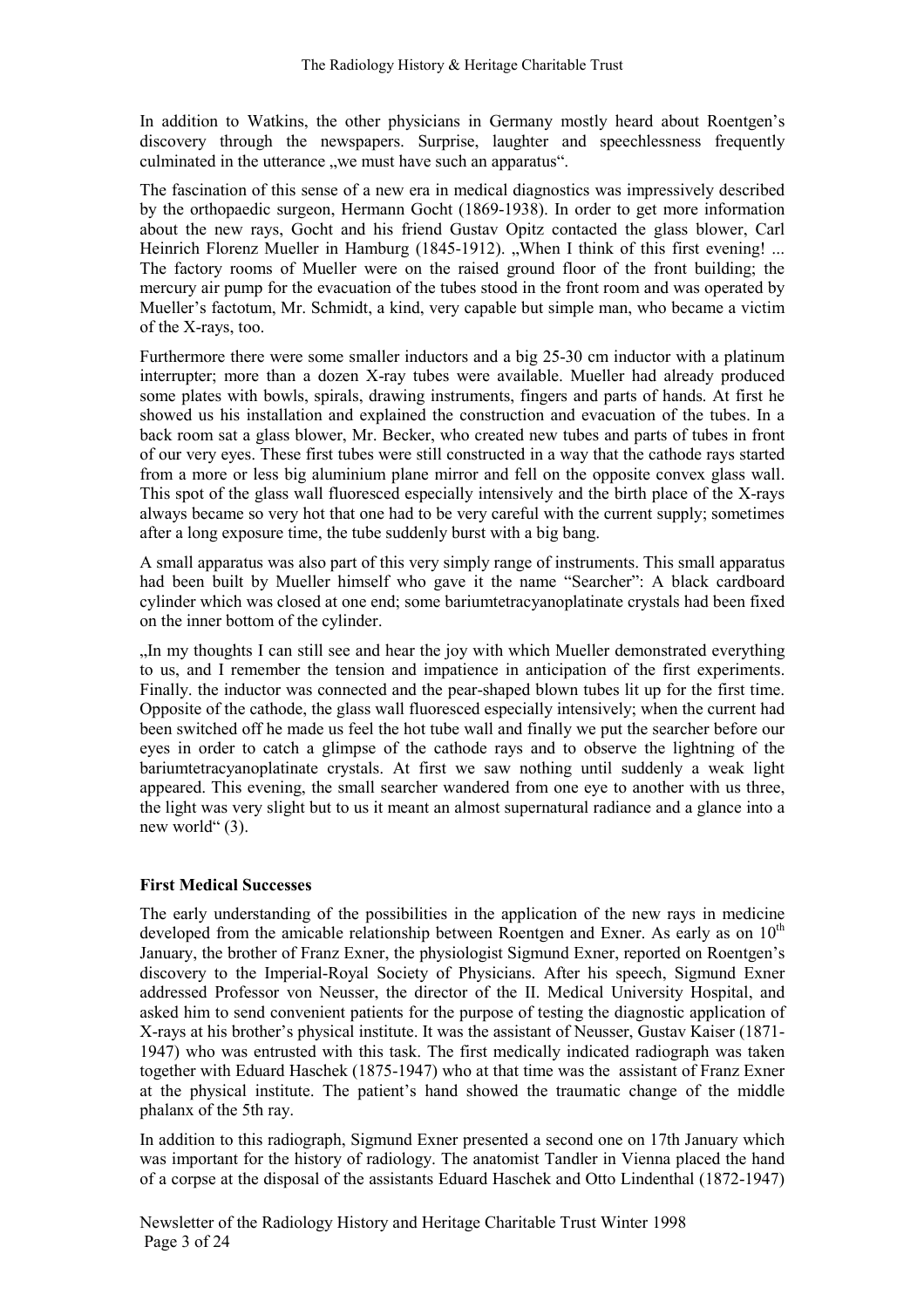In addition to Watkins, the other physicians in Germany mostly heard about Roentgen's discovery through the newspapers. Surprise, laughter and speechlessness frequently culminated in the utterance „we must have such an apparatus".

The fascination of this sense of a new era in medical diagnostics was impressively described by the orthopaedic surgeon, Hermann Gocht (1869-1938). In order to get more information about the new rays, Gocht and his friend Gustav Opitz contacted the glass blower, Carl Heinrich Florenz Mueller in Hamburg (1845-1912). „When I think of this first evening! ... The factory rooms of Mueller were on the raised ground floor of the front building; the mercury air pump for the evacuation of the tubes stood in the front room and was operated by Mueller's factotum, Mr. Schmidt, a kind, very capable but simple man, who became a victim of the X-rays, too.

Furthermore there were some smaller inductors and a big 25-30 cm inductor with a platinum interrupter; more than a dozen X-ray tubes were available. Mueller had already produced some plates with bowls, spirals, drawing instruments, fingers and parts of hands. At first he showed us his installation and explained the construction and evacuation of the tubes. In a back room sat a glass blower, Mr. Becker, who created new tubes and parts of tubes in front of our very eyes. These first tubes were still constructed in a way that the cathode rays started from a more or less big aluminium plane mirror and fell on the opposite convex glass wall. This spot of the glass wall fluoresced especially intensively and the birth place of the X-rays always became so very hot that one had to be very careful with the current supply; sometimes after a long exposure time, the tube suddenly burst with a big bang.

A small apparatus was also part of this very simply range of instruments. This small apparatus had been built by Mueller himself who gave it the name "Searcher": A black cardboard cylinder which was closed at one end; some bariumtetracyanoplatinate crystals had been fixed on the inner bottom of the cylinder.

„In my thoughts I can still see and hear the joy with which Mueller demonstrated everything to us, and I remember the tension and impatience in anticipation of the first experiments. Finally. the inductor was connected and the pear-shaped blown tubes lit up for the first time. Opposite of the cathode, the glass wall fluoresced especially intensively; when the current had been switched off he made us feel the hot tube wall and finally we put the searcher before our eyes in order to catch a glimpse of the cathode rays and to observe the lightning of the bariumtetracyanoplatinate crystals. At first we saw nothing until suddenly a weak light appeared. This evening, the small searcher wandered from one eye to another with us three, the light was very slight but to us it meant an almost supernatural radiance and a glance into a new world" (3).

## First Medical Successes

The early understanding of the possibilities in the application of the new rays in medicine developed from the amicable relationship between Roentgen and Exner. As early as on 10th January, the brother of Franz Exner, the physiologist Sigmund Exner, reported on Roentgen's discovery to the Imperial-Royal Society of Physicians. After his speech, Sigmund Exner addressed Professor von Neusser, the director of the II. Medical University Hospital, and asked him to send convenient patients for the purpose of testing the diagnostic application of X-rays at his brother's physical institute. It was the assistant of Neusser, Gustav Kaiser (1871-1947) who was entrusted with this task. The first medically indicated radiograph was taken together with Eduard Haschek (1875-1947) who at that time was the assistant of Franz Exner at the physical institute. The patient's hand showed the traumatic change of the middle phalanx of the 5th ray.

In addition to this radiograph, Sigmund Exner presented a second one on 17th January which was important for the history of radiology. The anatomist Tandler in Vienna placed the hand of a corpse at the disposal of the assistants Eduard Haschek and Otto Lindenthal (1872-1947)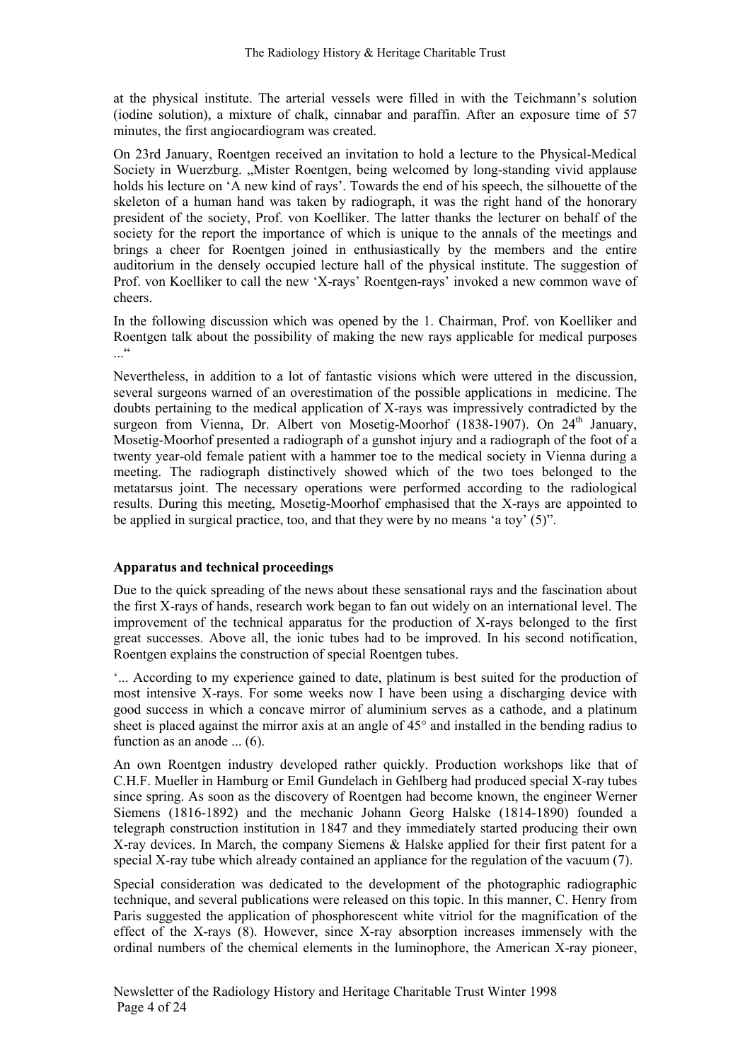at the physical institute. The arterial vessels were filled in with the Teichmann's solution (iodine solution), a mixture of chalk, cinnabar and paraffin. After an exposure time of 57 minutes, the first angiocardiogram was created.

On 23rd January, Roentgen received an invitation to hold a lecture to the Physical-Medical Society in Wuerzburg. „Mister Roentgen, being welcomed by long-standing vivid applause holds his lecture on 'A new kind of rays'. Towards the end of his speech, the silhouette of the skeleton of a human hand was taken by radiograph, it was the right hand of the honorary president of the society, Prof. von Koelliker. The latter thanks the lecturer on behalf of the society for the report the importance of which is unique to the annals of the meetings and brings a cheer for Roentgen joined in enthusiastically by the members and the entire auditorium in the densely occupied lecture hall of the physical institute. The suggestion of Prof. von Koelliker to call the new 'X-rays' Roentgen-rays' invoked a new common wave of cheers.

In the following discussion which was opened by the 1. Chairman, Prof. von Koelliker and Roentgen talk about the possibility of making the new rays applicable for medical purposes ..."

Nevertheless, in addition to a lot of fantastic visions which were uttered in the discussion, several surgeons warned of an overestimation of the possible applications in medicine. The doubts pertaining to the medical application of X-rays was impressively contradicted by the surgeon from Vienna, Dr. Albert von Mosetig-Moorhof (1838-1907). On 24th January, Mosetig-Moorhof presented a radiograph of a gunshot injury and a radiograph of the foot of a twenty year-old female patient with a hammer toe to the medical society in Vienna during a meeting. The radiograph distinctively showed which of the two toes belonged to the metatarsus joint. The necessary operations were performed according to the radiological results. During this meeting, Mosetig-Moorhof emphasised that the X-rays are appointed to be applied in surgical practice, too, and that they were by no means 'a toy' (5)".

**Apparatus and technical proceedings**

Due to the quick spreading of the news about these sensational rays and the fascination about the first X-rays of hands, research work began to fan out widely on an international level. The improvement of the technical apparatus for the production of X-rays belonged to the first great successes. Above all, the ionic tubes had to be improved. In his second notification, Roentgen explains the construction of special Roentgen tubes.

'... According to my experience gained to date, platinum is best suited for the production of most intensive X-rays. For some weeks now I have been using a discharging device with good success in which a concave mirror of aluminium serves as a cathode, and a platinum sheet is placed against the mirror axis at an angle of 45° and installed in the bending radius to function as an anode ... (6).

An own Roentgen industry developed rather quickly. Production workshops like that of C.H.F. Mueller in Hamburg or Emil Gundelach in Gehlberg had produced special X-ray tubes since spring. As soon as the discovery of Roentgen had become known, the engineer Werner Siemens (1816-1892) and the mechanic Johann Georg Halske (1814-1890) founded a telegraph construction institution in 1847 and they immediately started producing their own X-ray devices. In March, the company Siemens & Halske applied for their first patent for a special X-ray tube which already contained an appliance for the regulation of the vacuum (7).

Special consideration was dedicated to the development of the photographic radiographic technique, and several publications were released on this topic. In this manner, C. Henry from Paris suggested the application of phosphorescent white vitriol for the magnification of the effect of the X-rays (8). However, since X-ray absorption increases immensely with the ordinal numbers of the chemical elements in the luminophore, the American X-ray pioneer,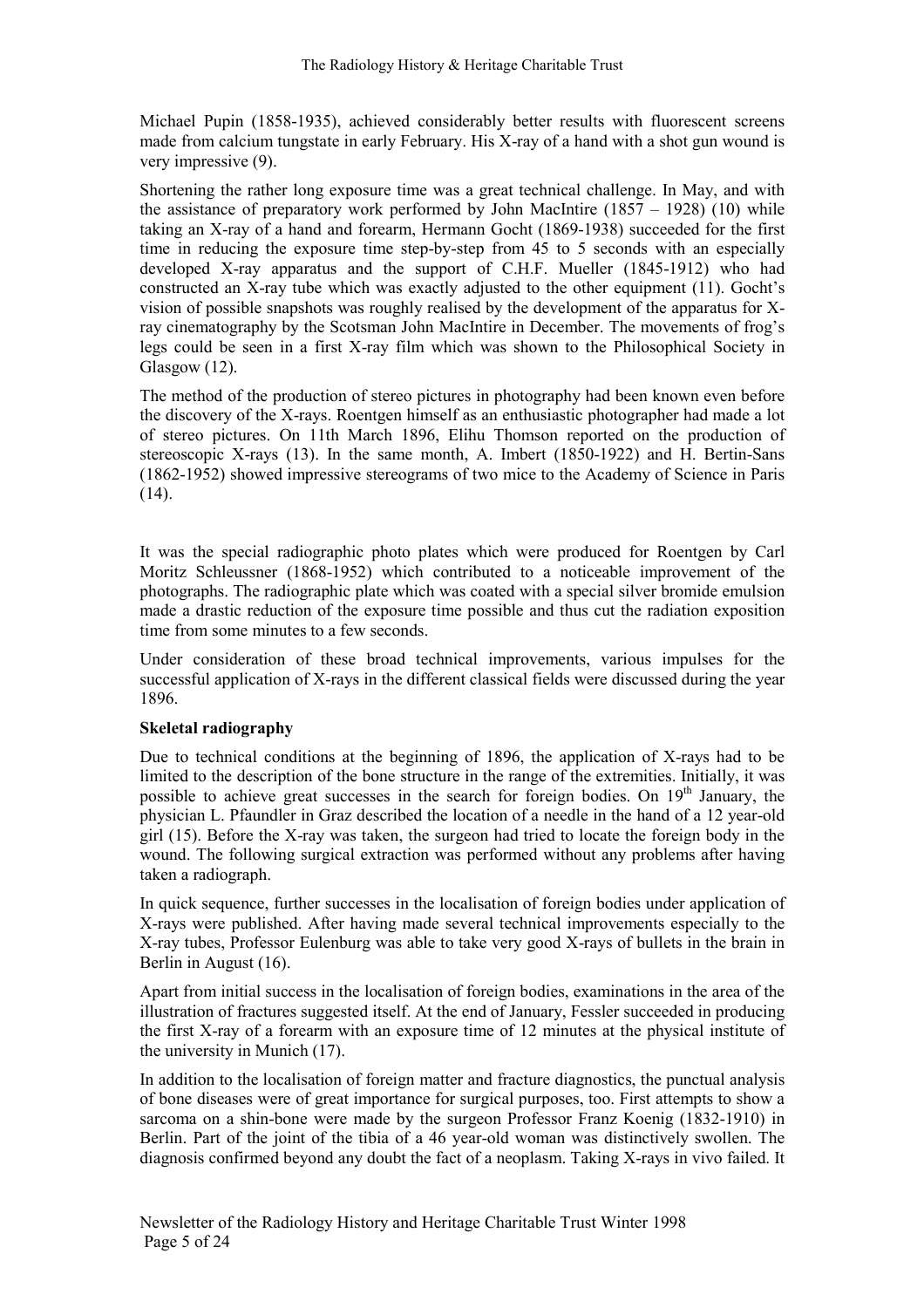Michael Pupin (1858-1935), achieved considerably better results with fluorescent screens made from calcium tungstate in early February. His X-ray of a hand with a shot gun wound is very impressive (9).

Shortening the rather long exposure time was a great technical challenge. In May, and with the assistance of preparatory work performed by John MacIntire (1857 – 1928) (10) while taking an X-ray of a hand and forearm, Hermann Gocht (1869-1938) succeeded for the first time in reducing the exposure time step-by-step from 45 to 5 seconds with an especially developed X-ray apparatus and the support of C.H.F. Mueller (1845-1912) who had constructed an X-ray tube which was exactly adjusted to the other equipment (11). Gocht's vision of possible snapshots was roughly realised by the development of the apparatus for X-ray cinematography by the Scotsman John MacIntire in December. The movements of frog's legs could be seen in a first X-ray film which was shown to the Philosophical Society in Glasgow (12).

The method of the production of stereo pictures in photography had been known even before the discovery of the X-rays. Roentgen himself as an enthusiastic photographer had made a lot of stereo pictures. On 11th March 1896, Elihu Thomson reported on the production of stereoscopic X-rays (13). In the same month, A. Imbert (1850-1922) and H. Bertin-Sans (1862-1952) showed impressive stereograms of two mice to the Academy of Science in Paris (14).

It was the special radiographic photo plates which were produced for Roentgen by Carl Moritz Schleussner (1868-1952) which contributed to a noticeable improvement of the photographs. The radiographic plate which was coated with a special silver bromide emulsion made a drastic reduction of the exposure time possible and thus cut the radiation exposition time from some minutes to a few seconds.

Under consideration of these broad technical improvements, various impulses for the successful application of X-rays in the different classical fields were discussed during the year 1896.

**Skeletal radiography**

Due to technical conditions at the beginning of 1896, the application of X-rays had to be limited to the description of the bone structure in the range of the extremities. Initially, it was possible to achieve great successes in the search for foreign bodies. On 19th January, the physician L. Pfaundler in Graz described the location of a needle in the hand of a 12 year-old girl (15). Before the X-ray was taken, the surgeon had tried to locate the foreign body in the wound. The following surgical extraction was performed without any problems after having taken a radiograph.

In quick sequence, further successes in the localisation of foreign bodies under application of X-rays were published. After having made several technical improvements especially to the X-ray tubes, Professor Eulenburg was able to take very good X-rays of bullets in the brain in Berlin in August (16).

Apart from initial success in the localisation of foreign bodies, examinations in the area of the illustration of fractures suggested itself. At the end of January, Fessler succeeded in producing the first X-ray of a forearm with an exposure time of 12 minutes at the physical institute of the university in Munich (17).

In addition to the localisation of foreign matter and fracture diagnostics, the punctual analysis of bone diseases were of great importance for surgical purposes, too. First attempts to show a sarcoma on a shin-bone were made by the surgeon Professor Franz Koenig (1832-1910) in Berlin. Part of the joint of the tibia of a 46 year-old woman was distinctively swollen. The diagnosis confirmed beyond any doubt the fact of a neoplasm. Taking X-rays in vivo failed. It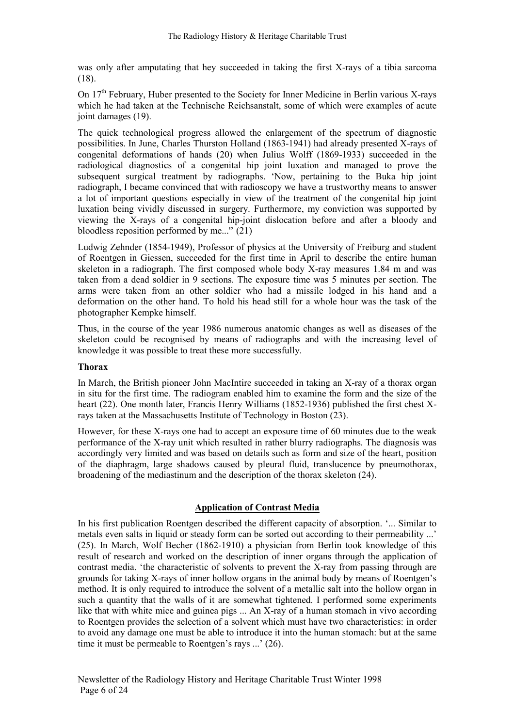was only after amputating that hey succeeded in taking the first X-rays of a tibia sarcoma (18).

On 17th February, Huber presented to the Society for Inner Medicine in Berlin various X-rays which he had taken at the Technische Reichsanstalt, some of which were examples of acute joint damages (19).

The quick technological progress allowed the enlargement of the spectrum of diagnostic possibilities. In June, Charles Thurston Holland (1863-1941) had already presented X-rays of congenital deformations of hands (20) when Julius Wolff (1869-1933) succeeded in the radiological diagnostics of a congenital hip joint luxation and managed to prove the subsequent surgical treatment by radiographs. 'Now, pertaining to the Buka hip joint radiograph, I became convinced that with radioscopy we have a trustworthy means to answer a lot of important questions especially in view of the treatment of the congenital hip joint luxation being vividly discussed in surgery. Furthermore, my conviction was supported by viewing the X-rays of a congenital hip-joint dislocation before and after a bloody and bloodless reposition performed by me..." (21)

Ludwig Zehnder (1854-1949), Professor of physics at the University of Freiburg and student of Roentgen in Giessen, succeeded for the first time in April to describe the entire human skeleton in a radiograph. The first composed whole body X-ray measures 1.84 m and was taken from a dead soldier in 9 sections. The exposure time was 5 minutes per section. The arms were taken from an other soldier who had a missile lodged in his hand and a deformation on the other hand. To hold his head still for a whole hour was the task of the photographer Kempke himself.

Thus, in the course of the year 1986 numerous anatomic changes as well as diseases of the skeleton could be recognised by means of radiographs and with the increasing level of knowledge it was possible to treat these more successfully.

**Thorax**

In March, the British pioneer John MacIntire succeeded in taking an X-ray of a thorax organ in situ for the first time. The radiogram enabled him to examine the form and the size of the heart (22). One month later, Francis Henry Williams (1852-1936) published the first chest X-rays taken at the Massachusetts Institute of Technology in Boston (23).

However, for these X-rays one had to accept an exposure time of 60 minutes due to the weak performance of the X-ray unit which resulted in rather blurry radiographs. The diagnosis was accordingly very limited and was based on details such as form and size of the heart, position of the diaphragm, large shadows caused by pleural fluid, translucence by pneumothorax, broadening of the mediastinum and the description of the thorax skeleton (24).

## Application of Contrast Media

In his first publication Roentgen described the different capacity of absorption. '... Similar to metals even salts in liquid or steady form can be sorted out according to their permeability ...' (25). In March, Wolf Becher (1862-1910) a physician from Berlin took knowledge of this result of research and worked on the description of inner organs through the application of contrast media. 'the characteristic of solvents to prevent the X-ray from passing through are grounds for taking X-rays of inner hollow organs in the animal body by means of Roentgen's method. It is only required to introduce the solvent of a metallic salt into the hollow organ in such a quantity that the walls of it are somewhat tightened. I performed some experiments like that with white mice and guinea pigs ... An X-ray of a human stomach in vivo according to Roentgen provides the selection of a solvent which must have two characteristics: in order to avoid any damage one must be able to introduce it into the human stomach: but at the same time it must be permeable to Roentgen's rays ...' (26).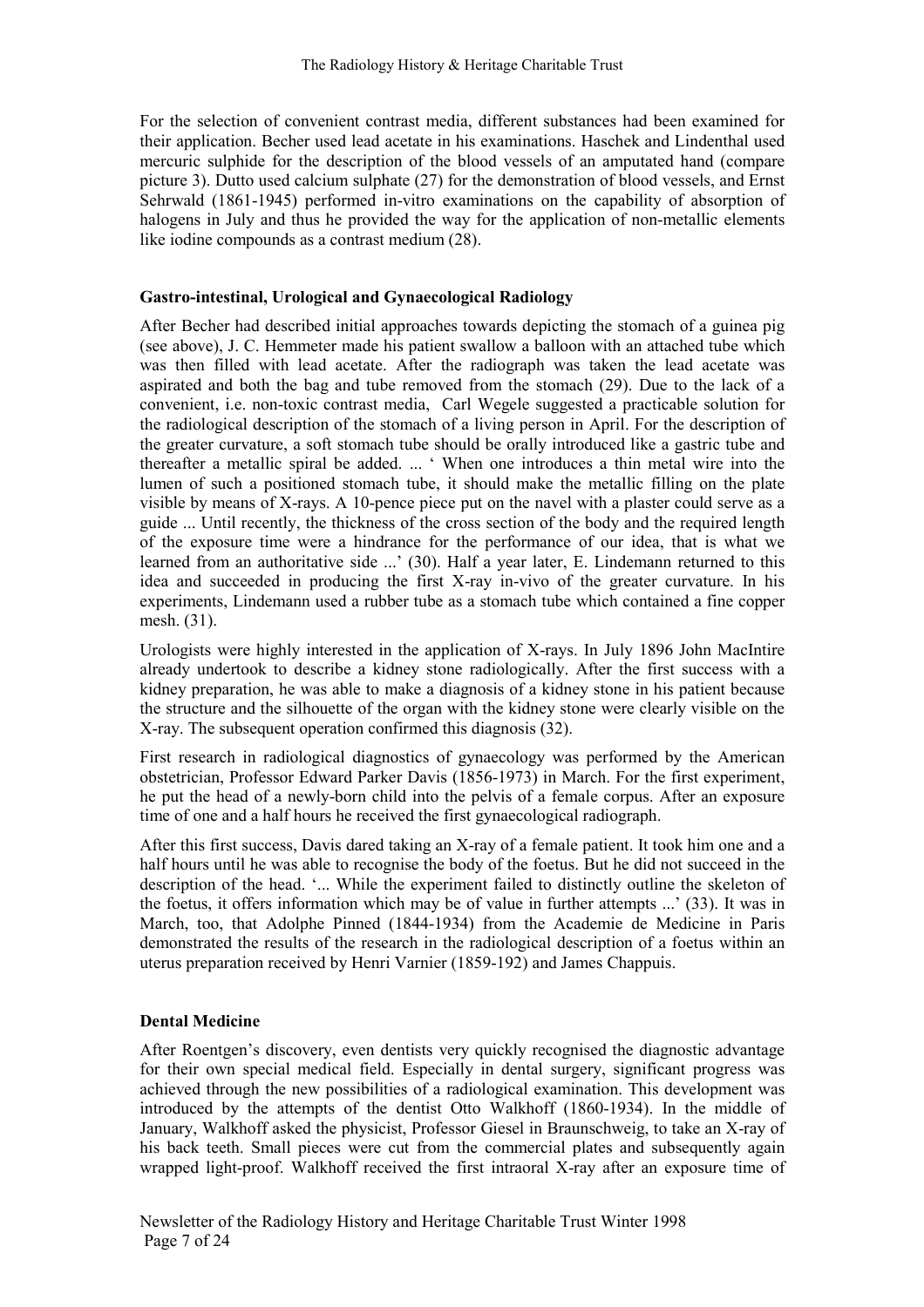For the selection of convenient contrast media, different substances had been examined for their application. Becher used lead acetate in his examinations. Haschek and Lindenthal used mercuric sulphide for the description of the blood vessels of an amputated hand (compare picture 3). Dutto used calcium sulphate (27) for the demonstration of blood vessels, and Ernst Sehrwald (1861-1945) performed in-vitro examinations on the capability of absorption of halogens in July and thus he provided the way for the application of non-metallic elements like iodine compounds as a contrast medium (28).

## Gastro-intestinal, Urological and Gynaecological Radiology

After Becher had described initial approaches towards depicting the stomach of a guinea pig (see above), J. C. Hemmeter made his patient swallow a balloon with an attached tube which was then filled with lead acetate. After the radiograph was taken the lead acetate was aspirated and both the bag and tube removed from the stomach (29). Due to the lack of a convenient, i.e. non-toxic contrast media, Carl Wegele suggested a practicable solution for the radiological description of the stomach of a living person in April. For the description of the greater curvature, a soft stomach tube should be orally introduced like a gastric tube and thereafter a metallic spiral be added. ... ' When one introduces a thin metal wire into the lumen of such a positioned stomach tube, it should make the metallic filling on the plate visible by means of X-rays. A 10-pence piece put on the navel with a plaster could serve as a guide ... Until recently, the thickness of the cross section of the body and the required length of the exposure time were a hindrance for the performance of our idea, that is what we learned from an authoritative side ...' (30). Half a year later, E. Lindemann returned to this idea and succeeded in producing the first X-ray in-vivo of the greater curvature. In his experiments, Lindemann used a rubber tube as a stomach tube which contained a fine copper mesh. (31).

Urologists were highly interested in the application of X-rays. In July 1896 John MacIntire already undertook to describe a kidney stone radiologically. After the first success with a kidney preparation, he was able to make a diagnosis of a kidney stone in his patient because the structure and the silhouette of the organ with the kidney stone were clearly visible on the X-ray. The subsequent operation confirmed this diagnosis (32).

First research in radiological diagnostics of gynaecology was performed by the American obstetrician, Professor Edward Parker Davis (1856-1973) in March. For the first experiment, he put the head of a newly-born child into the pelvis of a female corpus. After an exposure time of one and a half hours he received the first gynaecological radiograph.

After this first success, Davis dared taking an X-ray of a female patient. It took him one and a half hours until he was able to recognise the body of the foetus. But he did not succeed in the description of the head. '... While the experiment failed to distinctly outline the skeleton of the foetus, it offers information which may be of value in further attempts ...' (33). It was in March, too, that Adolphe Pinned (1844-1934) from the Academie de Medicine in Paris demonstrated the results of the research in the radiological description of a foetus within an uterus preparation received by Henri Varnier (1859-192) and James Chappuis.

## Dental Medicine

After Roentgen's discovery, even dentists very quickly recognised the diagnostic advantage for their own special medical field. Especially in dental surgery, significant progress was achieved through the new possibilities of a radiological examination. This development was introduced by the attempts of the dentist Otto Walkhoff (1860-1934). In the middle of January, Walkhoff asked the physicist, Professor Giesel in Braunschweig, to take an X-ray of his back teeth. Small pieces were cut from the commercial plates and subsequently again wrapped light-proof. Walkhoff received the first intraoral X-ray after an exposure time of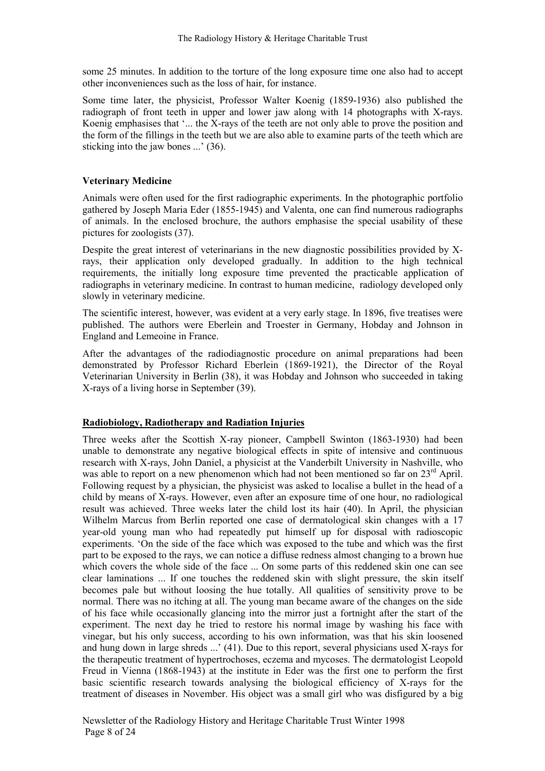some 25 minutes. In addition to the torture of the long exposure time one also had to accept other inconveniences such as the loss of hair, for instance.

Some time later, the physicist, Professor Walter Koenig (1859-1936) also published the radiograph of front teeth in upper and lower jaw along with 14 photographs with X-rays. Koenig emphasises that '... the X-rays of the teeth are not only able to prove the position and the form of the fillings in the teeth but we are also able to examine parts of the teeth which are sticking into the jaw bones ...' (36).

**Veterinary Medicine**

Animals were often used for the first radiographic experiments. In the photographic portfolio gathered by Joseph Maria Eder (1855-1945) and Valenta, one can find numerous radiographs of animals. In the enclosed brochure, the authors emphasise the special usability of these pictures for zoologists (37).

Despite the great interest of veterinarians in the new diagnostic possibilities provided by X-rays, their application only developed gradually. In addition to the high technical requirements, the initially long exposure time prevented the practicable application of radiographs in veterinary medicine. In contrast to human medicine, radiology developed only slowly in veterinary medicine.

The scientific interest, however, was evident at a very early stage. In 1896, five treatises were published. The authors were Eberlein and Troester in Germany, Hobday and Johnson in England and Lemeoine in France.

After the advantages of the radiodiagnostic procedure on animal preparations had been demonstrated by Professor Richard Eberlein (1869-1921), the Director of the Royal Veterinarian University in Berlin (38), it was Hobday and Johnson who succeeded in taking X-rays of a living horse in September (39).

**Radiobiology, Radiotherapy and Radiation Injuries**

Three weeks after the Scottish X-ray pioneer, Campbell Swinton (1863-1930) had been unable to demonstrate any negative biological effects in spite of intensive and continuous research with X-rays, John Daniel, a physicist at the Vanderbilt University in Nashville, who was able to report on a new phenomenon which had not been mentioned so far on 23rd April. Following request by a physician, the physicist was asked to localise a bullet in the head of a child by means of X-rays. However, even after an exposure time of one hour, no radiological result was achieved. Three weeks later the child lost its hair (40). In April, the physician Wilhelm Marcus from Berlin reported one case of dermatological skin changes with a 17 year-old young man who had repeatedly put himself up for disposal with radioscopic experiments. 'On the side of the face which was exposed to the tube and which was the first part to be exposed to the rays, we can notice a diffuse redness almost changing to a brown hue which covers the whole side of the face ... On some parts of this reddened skin one can see clear laminations ... If one touches the reddened skin with slight pressure, the skin itself becomes pale but without loosing the hue totally. All qualities of sensitivity prove to be normal. There was no itching at all. The young man became aware of the changes on the side of his face while occasionally glancing into the mirror just a fortnight after the start of the experiment. The next day he tried to restore his normal image by washing his face with vinegar, but his only success, according to his own information, was that his skin loosened and hung down in large shreds ...' (41). Due to this report, several physicians used X-rays for the therapeutic treatment of hypertrochoses, eczema and mycoses. The dermatologist Leopold Freud in Vienna (1868-1943) at the institute in Eder was the first one to perform the first basic scientific research towards analysing the biological efficiency of X-rays for the treatment of diseases in November. His object was a small girl who was disfigured by a big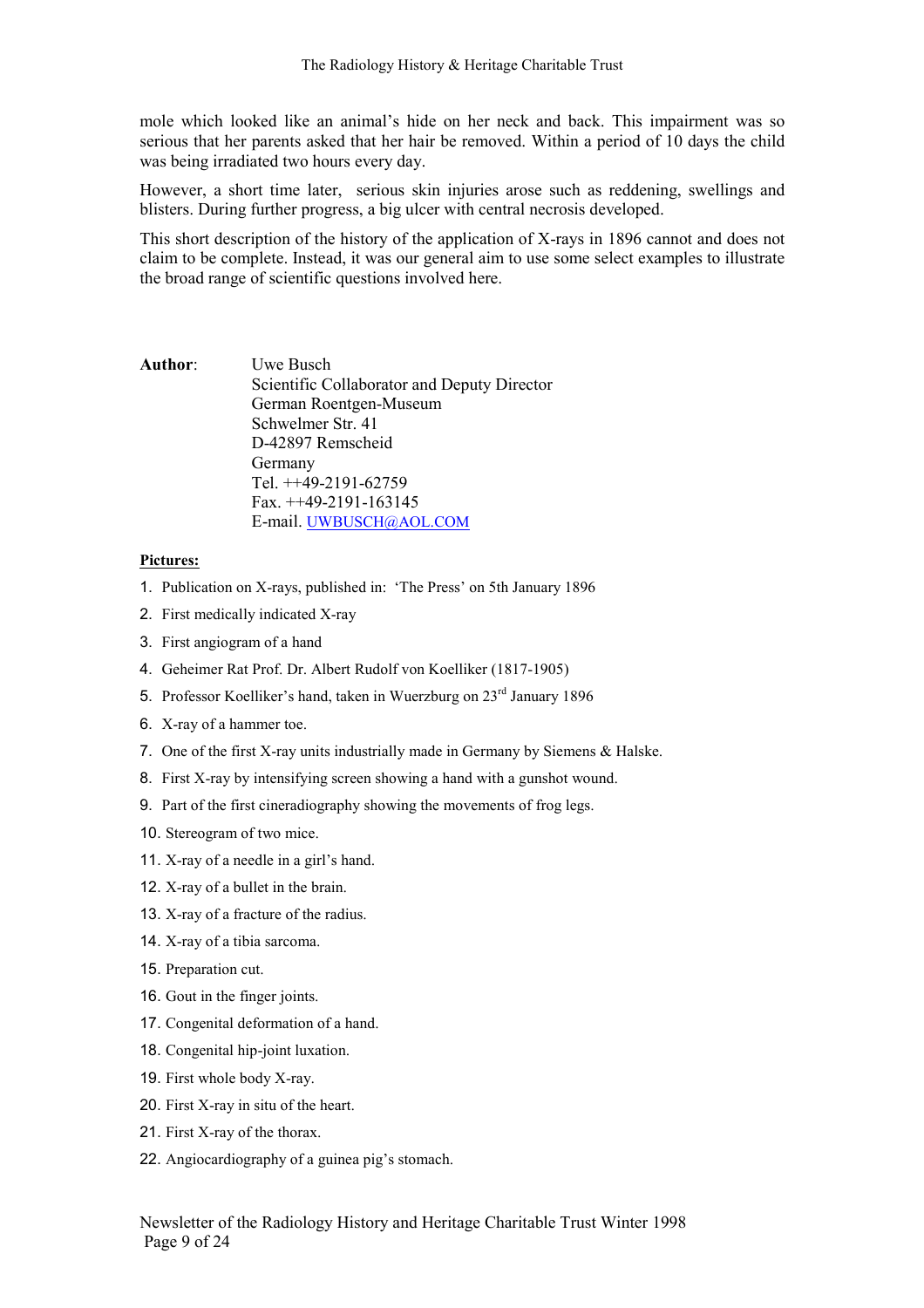mole which looked like an animal's hide on her neck and back. This impairment was so serious that her parents asked that her hair be removed. Within a period of 10 days the child was being irradiated two hours every day.

However, a short time later, serious skin injuries arose such as reddening, swellings and blisters. During further progress, a big ulcer with central necrosis developed.

This short description of the history of the application of X-rays in 1896 cannot and does not claim to be complete. Instead, it was our general aim to use some select examples to illustrate the broad range of scientific questions involved here.

**Author**: Uwe Busch
Scientific Collaborator and Deputy Director
German Roentgen-Museum
Schwelmer Str. 41
D-42897 Remscheid
Germany
Tel. ++49-2191-62759
Fax. ++49-2191-163145
E-mail. UWBUSCH@AOL.COM

**Pictures:**

1. Publication on X-rays, published in: 'The Press' on 5th January 1896
2. First medically indicated X-ray
3. First angiogram of a hand
4. Geheimer Rat Prof. Dr. Albert Rudolf von Koelliker (1817-1905)
5. Professor Koelliker's hand, taken in Wuerzburg on 23rd January 1896
6. X-ray of a hammer toe.
7. One of the first X-ray units industrially made in Germany by Siemens & Halske.
8. First X-ray by intensifying screen showing a hand with a gunshot wound.
9. Part of the first cineradiography showing the movements of frog legs.
10. Stereogram of two mice.
11. X-ray of a needle in a girl's hand.
12. X-ray of a bullet in the brain.
13. X-ray of a fracture of the radius.
14. X-ray of a tibia sarcoma.
15. Preparation cut.
16. Gout in the finger joints.
17. Congenital deformation of a hand.
18. Congenital hip-joint luxation.
19. First whole body X-ray.
20. First X-ray in situ of the heart.
21. First X-ray of the thorax.
22. Angiocardiography of a guinea pig's stomach.

Newsletter of the Radiology History and Heritage Charitable Trust Winter 1998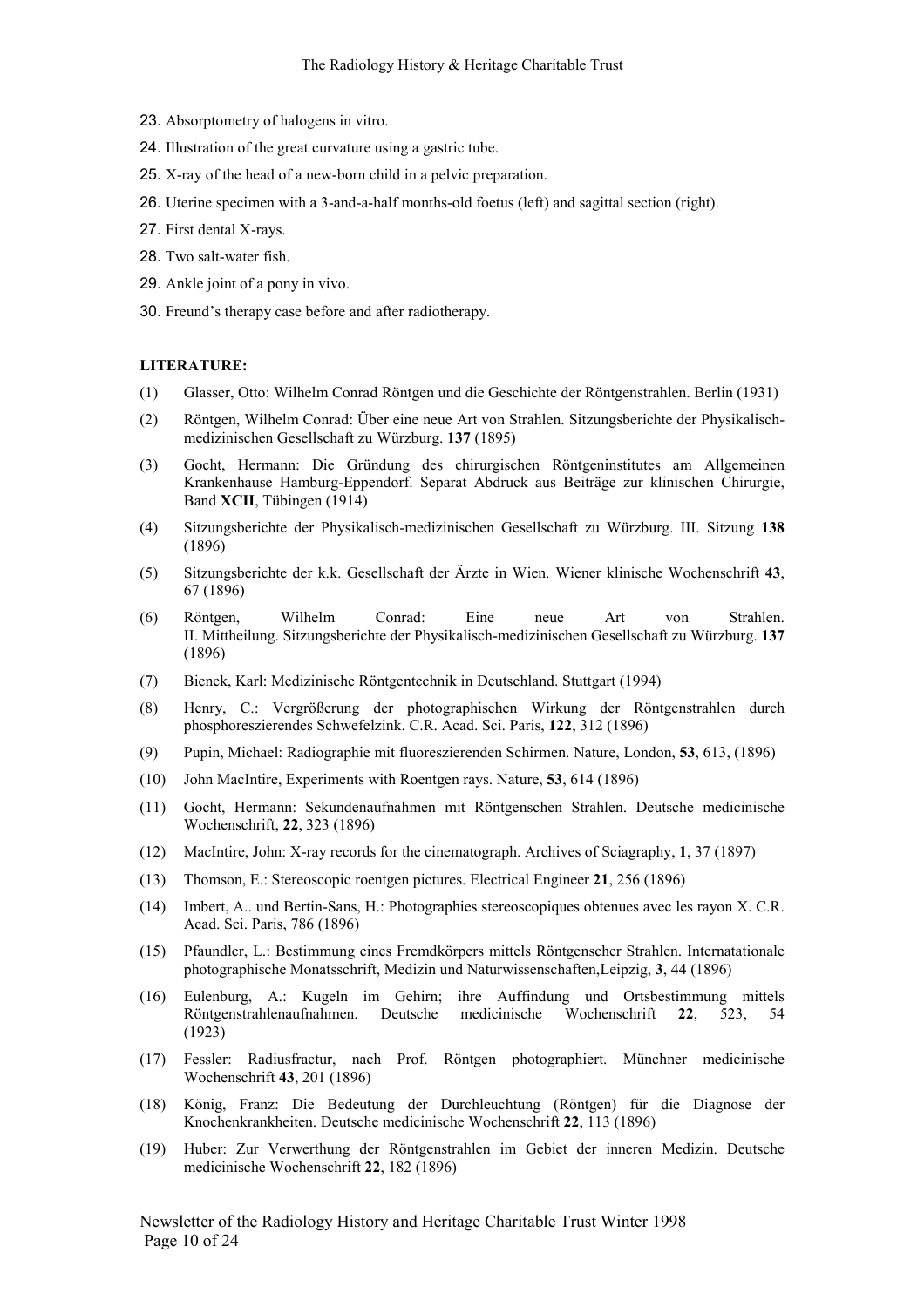23. Absorptometry of halogens in vitro.
24. Illustration of the great curvature using a gastric tube.
25. X-ray of the head of a new-born child in a pelvic preparation.
26. Uterine specimen with a 3-and-a-half months-old foetus (left) and sagittal section (right).
27. First dental X-rays.
28. Two salt-water fish.
29. Ankle joint of a pony in vivo.
30. Freund's therapy case before and after radiotherapy.

**LITERATURE:**

(1) Glasser, Otto: Wilhelm Conrad Röntgen und die Geschichte der Röntgenstrahlen. Berlin (1931)

(2) Röntgen, Wilhelm Conrad: Über eine neue Art von Strahlen. Sitzungsberichte der Physikalisch-medizinischen Gesellschaft zu Würzburg. **137** (1895)

(3) Gocht, Hermann: Die Gründung des chirurgischen Röntgeninstitutes am Allgemeinen Krankenhause Hamburg-Eppendorf. Separat Abdruck aus Beiträge zur klinischen Chirurgie, Band **XCII**, Tübingen (1914)

(4) Sitzungsberichte der Physikalisch-medizinischen Gesellschaft zu Würzburg. III. Sitzung **138** (1896)

(5) Sitzungsberichte der k.k. Gesellschaft der Ärzte in Wien. Wiener klinische Wochenschrift **43**, 67 (1896)

(6) Röntgen, Wilhelm Conrad: Eine neue Art von Strahlen. II. Mittheilung. Sitzungsberichte der Physikalisch-medizinischen Gesellschaft zu Würzburg. **137** (1896)

(7) Bienek, Karl: Medizinische Röntgentechnik in Deutschland. Stuttgart (1994)

(8) Henry, C.: Vergrößerung der photographischen Wirkung der Röntgenstrahlen durch phosphoreszierendes Schwefelzink. C.R. Acad. Sci. Paris, **122**, 312 (1896)

(9) Pupin, Michael: Radiographie mit fluoreszierenden Schirmen. Nature, London, **53**, 613, (1896)

(10) John MacIntire, Experiments with Roentgen rays. Nature, **53**, 614 (1896)

(11) Gocht, Hermann: Sekundenaufnahmen mit Röntgenschen Strahlen. Deutsche medicinische Wochenschrift, **22**, 323 (1896)

(12) MacIntire, John: X-ray records for the cinematograph. Archives of Sciagraphy, **1**, 37 (1897)

(13) Thomson, E.: Stereoscopic roentgen pictures. Electrical Engineer **21**, 256 (1896)

(14) Imbert, A.. und Bertin-Sans, H.: Photographies stereoscopiques obtenues avec les rayon X. C.R. Acad. Sci. Paris, 786 (1896)

(15) Pfaundler, L.: Bestimmung eines Fremdkörpers mittels Röntgenscher Strahlen. Internatationale photographische Monatsschrift, Medizin und Naturwissenschaften,Leipzig, **3**, 44 (1896)

(16) Eulenburg, A.: Kugeln im Gehirn; ihre Auffindung und Ortsbestimmung mittels Röntgenstrahlenaufnahmen. Deutsche medicinische Wochenschrift **22**, 523, 54 (1923)

(17) Fessler: Radiusfractur, nach Prof. Röntgen photographiert. Münchner medicinische Wochenschrift **43**, 201 (1896)

(18) König, Franz: Die Bedeutung der Durchleuchtung (Röntgen) für die Diagnose der Knochenkrankheiten. Deutsche medicinische Wochenschrift **22**, 113 (1896)

(19) Huber: Zur Verwerthung der Röntgenstrahlen im Gebiet der inneren Medizin. Deutsche medicinische Wochenschrift **22**, 182 (1896)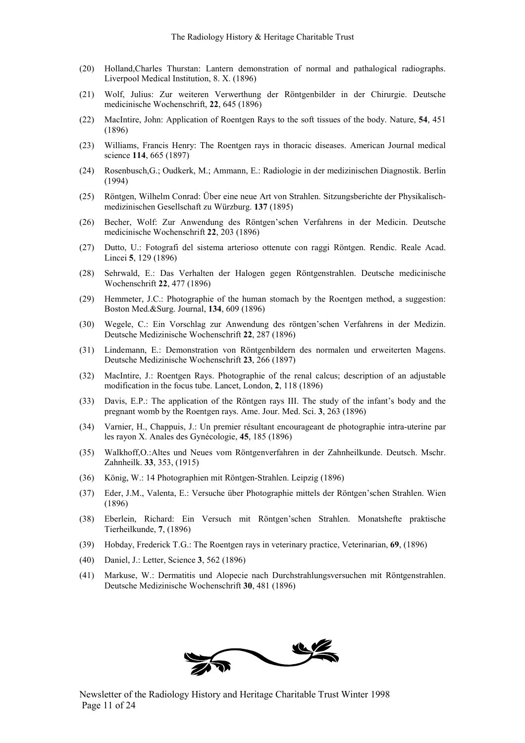(20) Holland,Charles Thurstan: Lantern demonstration of normal and pathalogical radiographs. Liverpool Medical Institution, 8. X. (1896)

(21) Wolf, Julius: Zur weiteren Verwerthung der Röntgenbilder in der Chirurgie. Deutsche medicinische Wochenschrift, **22**, 645 (1896)

(22) MacIntire, John: Application of Roentgen Rays to the soft tissues of the body. Nature, **54**, 451 (1896)

(23) Williams, Francis Henry: The Roentgen rays in thoracic diseases. American Journal medical science **114**, 665 (1897)

(24) Rosenbusch,G.; Oudkerk, M.; Ammann, E.: Radiologie in der medizinischen Diagnostik. Berlin (1994)

(25) Röntgen, Wilhelm Conrad: Über eine neue Art von Strahlen. Sitzungsberichte der Physikalisch-medizinischen Gesellschaft zu Würzburg. **137** (1895)

(26) Becher, Wolf: Zur Anwendung des Röntgen'schen Verfahrens in der Medicin. Deutsche medicinische Wochenschrift **22**, 203 (1896)

(27) Dutto, U.: Fotografi del sistema arterioso ottenute con raggi Röntgen. Rendic. Reale Acad. Lincei **5**, 129 (1896)

(28) Sehrwald, E.: Das Verhalten der Halogen gegen Röntgenstrahlen. Deutsche medicinische Wochenschrift **22**, 477 (1896)

(29) Hemmeter, J.C.: Photographie of the human stomach by the Roentgen method, a suggestion: Boston Med.&Surg. Journal, **134**, 609 (1896)

(30) Wegele, C.: Ein Vorschlag zur Anwendung des röntgen'schen Verfahrens in der Medizin. Deutsche Medizinische Wochenschrift **22**, 287 (1896)

(31) Lindemann, E.: Demonstration von Röntgenbildern des normalen und erweiterten Magens. Deutsche Medizinische Wochenschrift **23**, 266 (1897)

(32) MacIntire, J.: Roentgen Rays. Photographie of the renal calcus; description of an adjustable modification in the focus tube. Lancet, London, **2**, 118 (1896)

(33) Davis, E.P.: The application of the Röntgen rays III. The study of the infant's body and the pregnant womb by the Roentgen rays. Ame. Jour. Med. Sci. **3**, 263 (1896)

(34) Varnier, H., Chappuis, J.: Un premier résultant encourageant de photographie intra-uterine par les rayon X. Anales des Gynécologie, **45**, 185 (1896)

(35) Walkhoff,O.:Altes und Neues vom Röntgenverfahren in der Zahnheilkunde. Deutsch. Mschr. Zahnheilk. **33**, 353, (1915)

(36) König, W.: 14 Photographien mit Röntgen-Strahlen. Leipzig (1896)

(37) Eder, J.M., Valenta, E.: Versuche über Photographie mittels der Röntgen'schen Strahlen. Wien (1896)

(38) Eberlein, Richard: Ein Versuch mit Röntgen'schen Strahlen. Monatshefte praktische Tierheilkunde, **7**, (1896)

(39) Hobday, Frederick T.G.: The Roentgen rays in veterinary practice, Veterinarian, **69**, (1896)

(40) Daniel, J.: Letter, Science **3**, 562 (1896)

(41) Markuse, W.: Dermatitis und Alopecie nach Durchstrahlungsversuchen mit Röntgenstrahlen. Deutsche Medizinische Wochenschrift **30**, 481 (1896)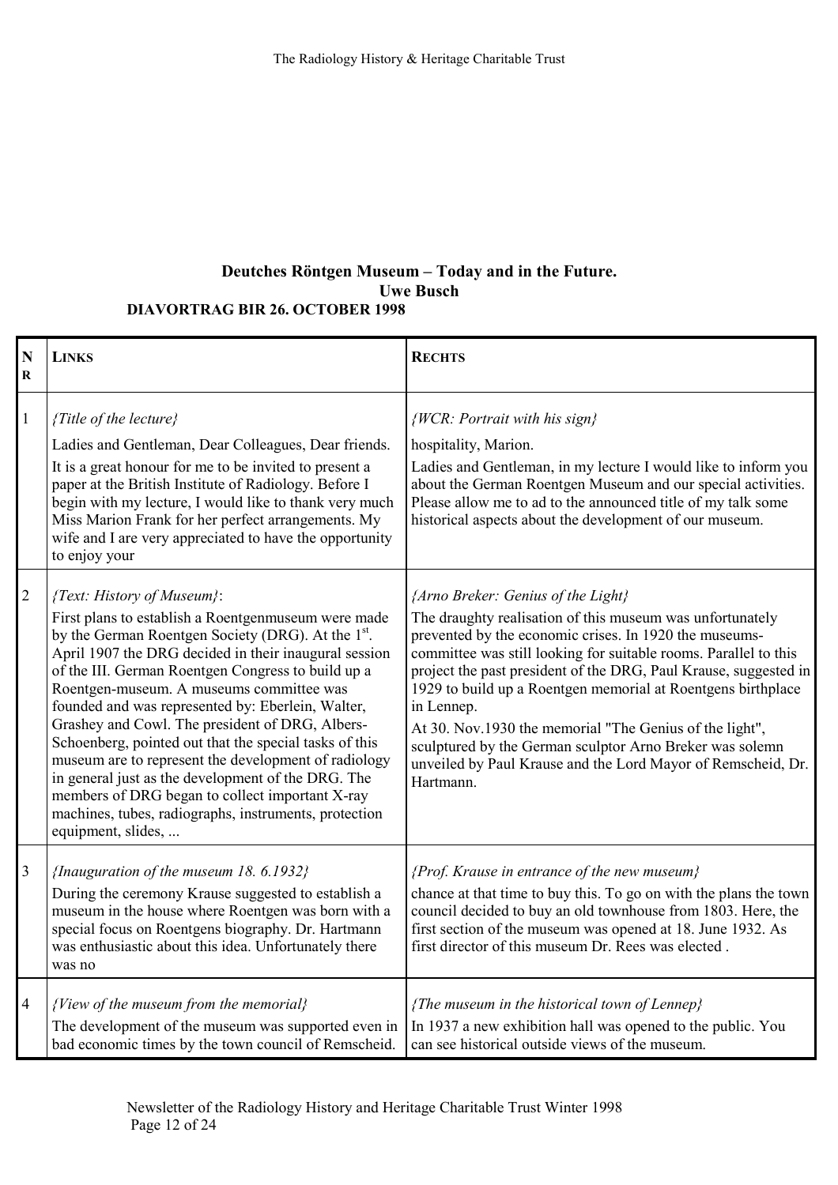**Deutches Röntgen Museum – Today and in the Future.**
**Uwe Busch**
**DIAVORTRAG BIR 26. OCTOBER 1998**

| NR | LINKS | RECHTS |
|---|---|---|
| 1 | *{Title of the lecture}* Ladies and Gentleman, Dear Colleagues, Dear friends. It is a great honour for me to be invited to present a paper at the British Institute of Radiology. Before I begin with my lecture, I would like to thank very much Miss Marion Frank for her perfect arrangements. My wife and I are very appreciated to have the opportunity to enjoy your | *{WCR: Portrait with his sign}* hospitality, Marion. Ladies and Gentleman, in my lecture I would like to inform you about the German Roentgen Museum and our special activities. Please allow me to ad to the announced title of my talk some historical aspects about the development of our museum. |
| 2 | *{Text: History of Museum}*: First plans to establish a Roentgenmuseum were made by the German Roentgen Society (DRG). At the 1st. April 1907 the DRG decided in their inaugural session of the III. German Roentgen Congress to build up a Roentgen-museum. A museums committee was founded and was represented by: Eberlein, Walter, Grashey and Cowl. The president of DRG, Albers-Schoenberg, pointed out that the special tasks of this museum are to represent the development of radiology in general just as the development of the DRG. The members of DRG began to collect important X-ray machines, tubes, radiographs, instruments, protection equipment, slides, ... | *{Arno Breker: Genius of the Light}* The draughty realisation of this museum was unfortunately prevented by the economic crises. In 1920 the museums-committee was still looking for suitable rooms. Parallel to this project the past president of the DRG, Paul Krause, suggested in 1929 to build up a Roentgen memorial at Roentgens birthplace in Lennep. At 30. Nov.1930 the memorial "The Genius of the light", sculptured by the German sculptor Arno Breker was solemn unveiled by Paul Krause and the Lord Mayor of Remscheid, Dr. Hartmann. |
| 3 | *{Inauguration of the museum 18. 6.1932}* During the ceremony Krause suggested to establish a museum in the house where Roentgen was born with a special focus on Roentgens biography. Dr. Hartmann was enthusiastic about this idea. Unfortunately there was no | *{Prof. Krause in entrance of the new museum}* chance at that time to buy this. To go on with the plans the town council decided to buy an old townhouse from 1803. Here, the first section of the museum was opened at 18. June 1932. As first director of this museum Dr. Rees was elected . |
| 4 | *{View of the museum from the memorial}* The development of the museum was supported even in bad economic times by the town council of Remscheid. | *{The museum in the historical town of Lennep}* In 1937 a new exhibition hall was opened to the public. You can see historical outside views of the museum. |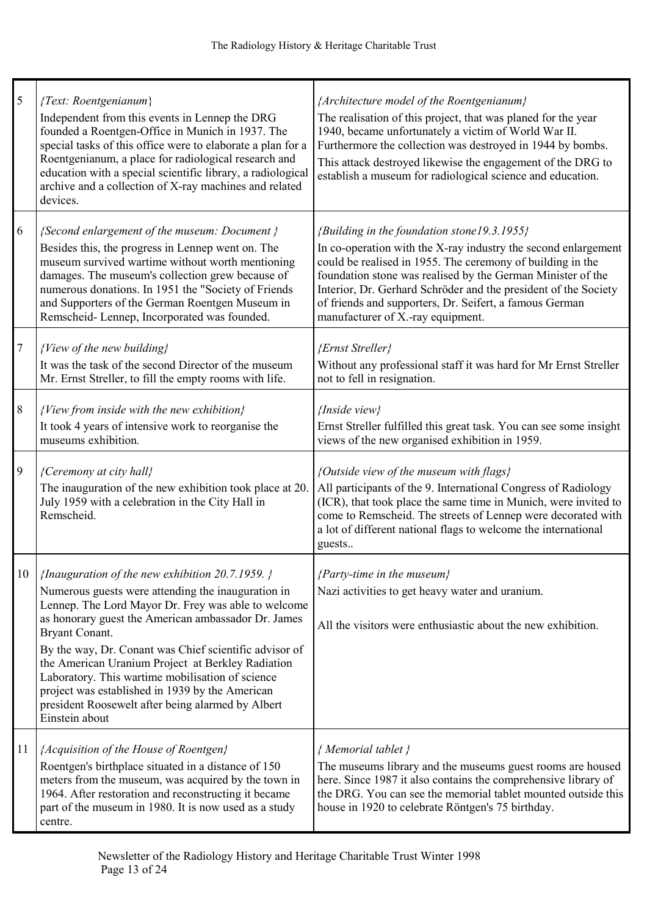| | | |
|---|---|---|
| 5 | *{Text: Roentgenianum}*<br>Independent from this events in Lennep the DRG founded a Roentgen-Office in Munich in 1937. The special tasks of this office were to elaborate a plan for a Roentgenianum, a place for radiological research and education with a special scientific library, a radiological archive and a collection of X-ray machines and related devices. | *{Architecture model of the Roentgenianum}*<br>The realisation of this project, that was planed for the year 1940, became unfortunately a victim of World War II. Furthermore the collection was destroyed in 1944 by bombs.<br>This attack destroyed likewise the engagement of the DRG to establish a museum for radiological science and education. |
| 6 | *{Second enlargement of the museum: Document }*<br>Besides this, the progress in Lennep went on. The museum survived wartime without worth mentioning damages. The museum's collection grew because of numerous donations. In 1951 the "Society of Friends and Supporters of the German Roentgen Museum in Remscheid- Lennep, Incorporated was founded. | *{Building in the foundation stone19.3.1955}*<br>In co-operation with the X-ray industry the second enlargement could be realised in 1955. The ceremony of building in the foundation stone was realised by the German Minister of the Interior, Dr. Gerhard Schröder and the president of the Society of friends and supporters, Dr. Seifert, a famous German manufacturer of X.-ray equipment. |
| 7 | *{View of the new building}*<br>It was the task of the second Director of the museum Mr. Ernst Streller, to fill the empty rooms with life. | *{Ernst Streller}*<br>Without any professional staff it was hard for Mr Ernst Streller not to fell in resignation. |
| 8 | *{View from inside with the new exhibition}*<br>It took 4 years of intensive work to reorganise the museums exhibition. | *{Inside view}*<br>Ernst Streller fulfilled this great task. You can see some insight views of the new organised exhibition in 1959. |
| 9 | *{Ceremony at city hall}*<br>The inauguration of the new exhibition took place at 20. July 1959 with a celebration in the City Hall in Remscheid. | *{Outside view of the museum with flags}*<br>All participants of the 9. International Congress of Radiology (ICR), that took place the same time in Munich, were invited to come to Remscheid. The streets of Lennep were decorated with a lot of different national flags to welcome the international guests.. |
| 10 | *{Inauguration of the new exhibition 20.7.1959. }*<br>Numerous guests were attending the inauguration in Lennep. The Lord Mayor Dr. Frey was able to welcome as honorary guest the American ambassador Dr. James Bryant Conant.<br>By the way, Dr. Conant was Chief scientific advisor of the American Uranium Project at Berkley Radiation Laboratory. This wartime mobilisation of science project was established in 1939 by the American president Roosewelt after being alarmed by Albert Einstein about | *{Party-time in the museum}*<br>Nazi activities to get heavy water and uranium.<br><br>All the visitors were enthusiastic about the new exhibition. |
| 11 | *{Acquisition of the House of Roentgen}*<br>Roentgen's birthplace situated in a distance of 150 meters from the museum, was acquired by the town in 1964. After restoration and reconstructing it became part of the museum in 1980. It is now used as a study centre. | *{ Memorial tablet }*<br>The museums library and the museums guest rooms are housed here. Since 1987 it also contains the comprehensive library of the DRG. You can see the memorial tablet mounted outside this house in 1920 to celebrate Röntgen's 75 birthday. |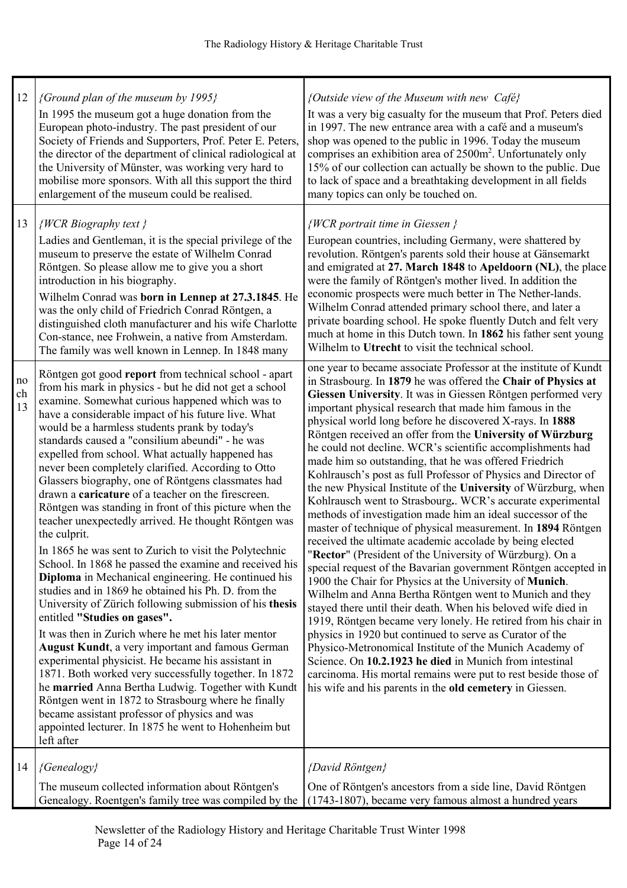| | | |
|---|---|---|
| 12 | *{Ground plan of the museum by 1995}* In 1995 the museum got a huge donation from the European photo-industry. The past president of our Society of Friends and Supporters, Prof. Peter E. Peters, the director of the department of clinical radiological at the University of Münster, was working very hard to mobilise more sponsors. With all this support the third enlargement of the museum could be realised. | *{Outside view of the Museum with new Café}* It was a very big casualty for the museum that Prof. Peters died in 1997. The new entrance area with a café and a museum's shop was opened to the public in 1996. Today the museum comprises an exhibition area of 2500m$^2$. Unfortunately only 15% of our collection can actually be shown to the public. Due to lack of space and a breathtaking development in all fields many topics can only be touched on. |
| 13 | *{WCR Biography text }* Ladies and Gentleman, it is the special privilege of the museum to preserve the estate of Wilhelm Conrad Röntgen. So please allow me to give you a short introduction in his biography. Wilhelm Conrad was **born in Lennep at 27.3.1845**. He was the only child of Friedrich Conrad Röntgen, a distinguished cloth manufacturer and his wife Charlotte Con-stance, nee Frohwein, a native from Amsterdam. The family was well known in Lennep. In 1848 many | *{WCR portrait time in Giessen }* European countries, including Germany, were shattered by revolution. Röntgen's parents sold their house at Gänsemarkt and emigrated at **27. March 1848** to **Apeldoorn (NL)**, the place were the family of Röntgen's mother lived. In addition the economic prospects were much better in The Nether-lands. Wilhelm Conrad attended primary school there, and later a private boarding school. He spoke fluently Dutch and felt very much at home in this Dutch town. In **1862** his father sent young Wilhelm to **Utrecht** to visit the technical school. |
| noch 13 | Röntgen got good **report** from technical school - apart from his mark in physics - but he did not get a school examine. Somewhat curious happened which was to have a considerable impact of his future live. What would be a harmless students prank by today's standards caused a "consilium abeundi" - he was expelled from school. What actually happened has never been completely clarified. According to Otto Glassers biography, one of Röntgens classmates had drawn a **caricature** of a teacher on the firescreen. Röntgen was standing in front of this picture when the teacher unexpectedly arrived. He thought Röntgen was the culprit. In 1865 he was sent to Zurich to visit the Polytechnic School. In 1868 he passed the examine and received his **Diploma** in Mechanical engineering. He continued his studies and in 1869 he obtained his Ph. D. from the University of Zürich following submission of his **thesis** entitled **"Studies on gases".** It was then in Zurich where he met his later mentor **August Kundt**, a very important and famous German experimental physicist. He became his assistant in 1871. Both worked very successfully together. In 1872 he **married** Anna Bertha Ludwig. Together with Kundt Röntgen went in 1872 to Strasbourg where he finally became assistant professor of physics and was appointed lecturer. In 1875 he went to Hohenheim but left after | one year to became associate Professor at the institute of Kundt in Strasbourg. In **1879** he was offered the **Chair of Physics at Giessen University**. It was in Giessen Röntgen performed very important physical research that made him famous in the physical world long before he discovered X-rays. In **1888** Röntgen received an offer from the **University of Würzburg** he could not decline. WCR's scientific accomplishments had made him so outstanding, that he was offered Friedrich Kohlrausch's post as full Professor of Physics and Director of the new Physical Institute of the **University** of Würzburg, when Kohlrausch went to Strasbourg**.**. WCR's accurate experimental methods of investigation made him an ideal successor of the master of technique of physical measurement. In **1894** Röntgen received the ultimate academic accolade by being elected "**Rector**" (President of the University of Würzburg). On a special request of the Bavarian government Röntgen accepted in 1900 the Chair for Physics at the University of **Munich**. Wilhelm and Anna Bertha Röntgen went to Munich and they stayed there until their death. When his beloved wife died in 1919, Röntgen became very lonely. He retired from his chair in physics in 1920 but continued to serve as Curator of the Physico-Metronomical Institute of the Munich Academy of Science. On **10.2.1923 he died** in Munich from intestinal carcinoma. His mortal remains were put to rest beside those of his wife and his parents in the **old cemetery** in Giessen. |
| 14 | *{Genealogy}* The museum collected information about Röntgen's Genealogy. Roentgen's family tree was compiled by the | *{David Röntgen}* One of Röntgen's ancestors from a side line, David Röntgen (1743-1807), became very famous almost a hundred years |

Newsletter of the Radiology History and Heritage Charitable Trust Winter 1998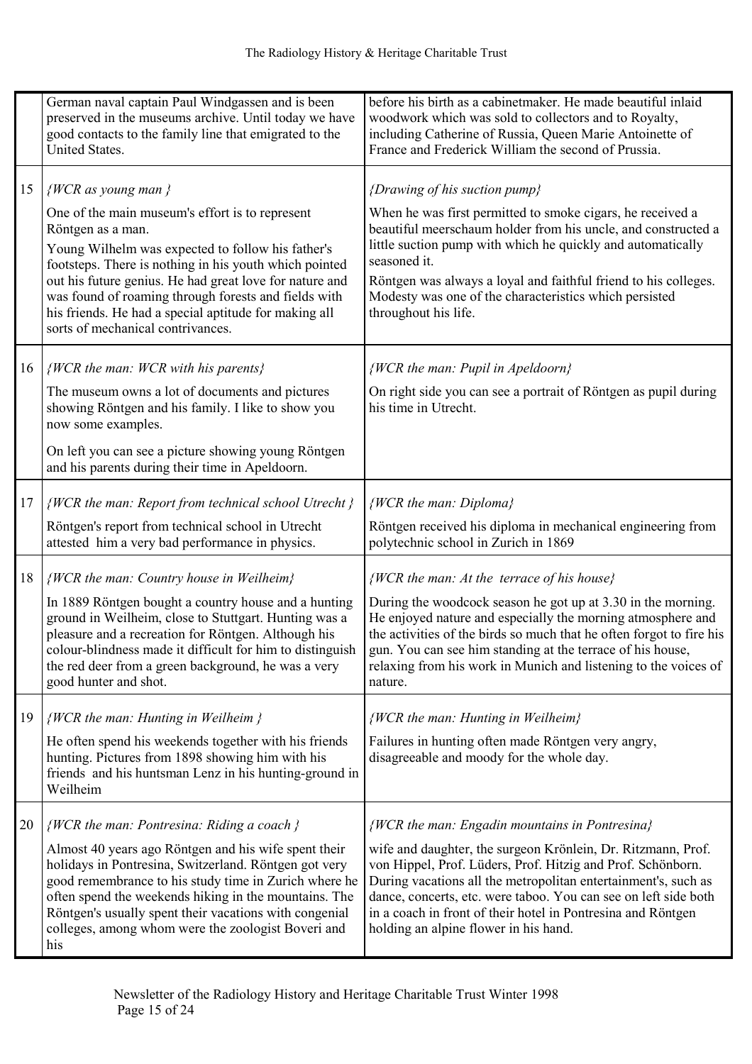| | | |
|---|---|---|
| | German naval captain Paul Windgassen and is been preserved in the museums archive. Until today we have good contacts to the family line that emigrated to the United States. | before his birth as a cabinetmaker. He made beautiful inlaid woodwork which was sold to collectors and to Royalty, including Catherine of Russia, Queen Marie Antoinette of France and Frederick William the second of Prussia. |
| 15 | *{WCR as young man }*<br><br>One of the main museum's effort is to represent Röntgen as a man.<br>Young Wilhelm was expected to follow his father's footsteps. There is nothing in his youth which pointed out his future genius. He had great love for nature and was found of roaming through forests and fields with his friends. He had a special aptitude for making all sorts of mechanical contrivances. | *{Drawing of his suction pump}*<br><br>When he was first permitted to smoke cigars, he received a beautiful meerschaum holder from his uncle, and constructed a little suction pump with which he quickly and automatically seasoned it.<br>Röntgen was always a loyal and faithful friend to his colleges. Modesty was one of the characteristics which persisted throughout his life. |
| 16 | *{WCR the man: WCR with his parents}*<br><br>The museum owns a lot of documents and pictures showing Röntgen and his family. I like to show you now some examples.<br><br>On left you can see a picture showing young Röntgen and his parents during their time in Apeldoorn. | *{WCR the man: Pupil in Apeldoorn}*<br><br>On right side you can see a portrait of Röntgen as pupil during his time in Utrecht. |
| 17 | *{WCR the man: Report from technical school Utrecht }*<br><br>Röntgen's report from technical school in Utrecht attested him a very bad performance in physics. | *{WCR the man: Diploma}*<br><br>Röntgen received his diploma in mechanical engineering from polytechnic school in Zurich in 1869 |
| 18 | *{WCR the man: Country house in Weilheim}*<br><br>In 1889 Röntgen bought a country house and a hunting ground in Weilheim, close to Stuttgart. Hunting was a pleasure and a recreation for Röntgen. Although his colour-blindness made it difficult for him to distinguish the red deer from a green background, he was a very good hunter and shot. | *{WCR the man: At the terrace of his house}*<br><br>During the woodcock season he got up at 3.30 in the morning. He enjoyed nature and especially the morning atmosphere and the activities of the birds so much that he often forgot to fire his gun. You can see him standing at the terrace of his house, relaxing from his work in Munich and listening to the voices of nature. |
| 19 | *{WCR the man: Hunting in Weilheim }*<br><br>He often spend his weekends together with his friends hunting. Pictures from 1898 showing him with his friends and his huntsman Lenz in his hunting-ground in Weilheim | *{WCR the man: Hunting in Weilheim}*<br><br>Failures in hunting often made Röntgen very angry, disagreeable and moody for the whole day. |
| 20 | *{WCR the man: Pontresina: Riding a coach }*<br><br>Almost 40 years ago Röntgen and his wife spent their holidays in Pontresina, Switzerland. Röntgen got very good remembrance to his study time in Zurich where he often spend the weekends hiking in the mountains. The Röntgen's usually spent their vacations with congenial colleges, among whom were the zoologist Boveri and his | *{WCR the man: Engadin mountains in Pontresina}*<br><br>wife and daughter, the surgeon Krönlein, Dr. Ritzmann, Prof. von Hippel, Prof. Lüders, Prof. Hitzig and Prof. Schönborn. During vacations all the metropolitan entertainment's, such as dance, concerts, etc. were taboo. You can see on left side both in a coach in front of their hotel in Pontresina and Röntgen holding an alpine flower in his hand. |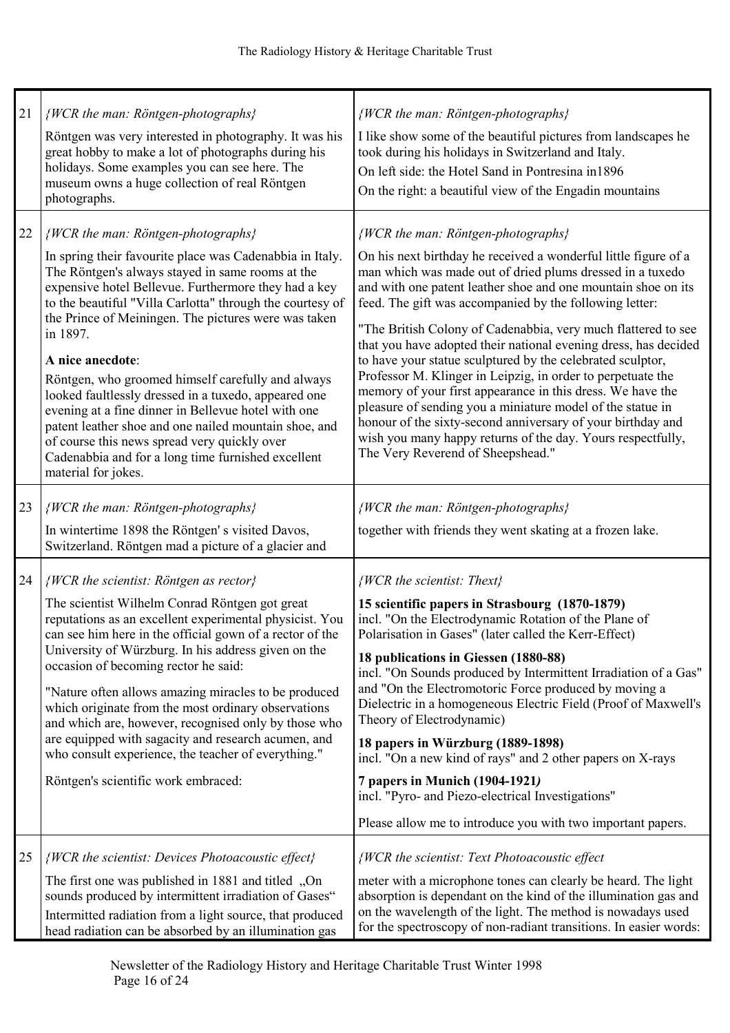| | | |
|---|---|---|
| 21 | *{WCR the man: Röntgen-photographs}*<br><br>Röntgen was very interested in photography. It was his great hobby to make a lot of photographs during his holidays. Some examples you can see here. The museum owns a huge collection of real Röntgen photographs. | *{WCR the man: Röntgen-photographs}*<br><br>I like show some of the beautiful pictures from landscapes he took during his holidays in Switzerland and Italy.<br>On left side: the Hotel Sand in Pontresina in1896<br>On the right: a beautiful view of the Engadin mountains |
| 22 | *{WCR the man: Röntgen-photographs}*<br><br>In spring their favourite place was Cadenabbia in Italy. The Röntgen's always stayed in same rooms at the expensive hotel Bellevue. Furthermore they had a key to the beautiful "Villa Carlotta" through the courtesy of the Prince of Meiningen. The pictures were was taken in 1897.<br><br>**A nice anecdote**:<br>Röntgen, who groomed himself carefully and always looked faultlessly dressed in a tuxedo, appeared one evening at a fine dinner in Bellevue hotel with one patent leather shoe and one nailed mountain shoe, and of course this news spread very quickly over Cadenabbia and for a long time furnished excellent material for jokes. | *{WCR the man: Röntgen-photographs}*<br><br>On his next birthday he received a wonderful little figure of a man which was made out of dried plums dressed in a tuxedo and with one patent leather shoe and one mountain shoe on its feed. The gift was accompanied by the following letter:<br><br>"The British Colony of Cadenabbia, very much flattered to see that you have adopted their national evening dress, has decided to have your statue sculptured by the celebrated sculptor, Professor M. Klinger in Leipzig, in order to perpetuate the memory of your first appearance in this dress. We have the pleasure of sending you a miniature model of the statue in honour of the sixty-second anniversary of your birthday and wish you many happy returns of the day. Yours respectfully, The Very Reverend of Sheepshead." |
| 23 | *{WCR the man: Röntgen-photographs}*<br><br>In wintertime 1898 the Röntgen' s visited Davos, Switzerland. Röntgen mad a picture of a glacier and | *{WCR the man: Röntgen-photographs}*<br><br>together with friends they went skating at a frozen lake. |
| 24 | *{WCR the scientist: Röntgen as rector}*<br><br>The scientist Wilhelm Conrad Röntgen got great reputations as an excellent experimental physicist. You can see him here in the official gown of a rector of the University of Würzburg. In his address given on the occasion of becoming rector he said:<br><br>"Nature often allows amazing miracles to be produced which originate from the most ordinary observations and which are, however, recognised only by those who are equipped with sagacity and research acumen, and who consult experience, the teacher of everything."<br><br>Röntgen's scientific work embraced: | *{WCR the scientist: Thext}*<br><br>**15 scientific papers in Strasbourg (1870-1879)**<br>incl. "On the Electrodynamic Rotation of the Plane of Polarisation in Gases" (later called the Kerr-Effect)<br><br>**18 publications in Giessen (1880-88)**<br>incl. "On Sounds produced by Intermittent Irradiation of a Gas" and "On the Electromotoric Force produced by moving a Dielectric in a homogeneous Electric Field (Proof of Maxwell's Theory of Electrodynamic)<br><br>**18 papers in Würzburg (1889-1898)**<br>incl. "On a new kind of rays" and 2 other papers on X-rays<br><br>**7 papers in Munich (1904-1921*)***<br>incl. "Pyro- and Piezo-electrical Investigations"<br><br>Please allow me to introduce you with two important papers. |
| 25 | *{WCR the scientist: Devices Photoacoustic effect}*<br><br>The first one was published in 1881 and titled „On sounds produced by intermittent irradiation of Gases"<br>Intermitted radiation from a light source, that produced head radiation can be absorbed by an illumination gas | *{WCR the scientist: Text Photoacoustic effect*<br><br>meter with a microphone tones can clearly be heard. The light absorption is dependant on the kind of the illumination gas and on the wavelength of the light. The method is nowadays used for the spectroscopy of non-radiant transitions. In easier words: |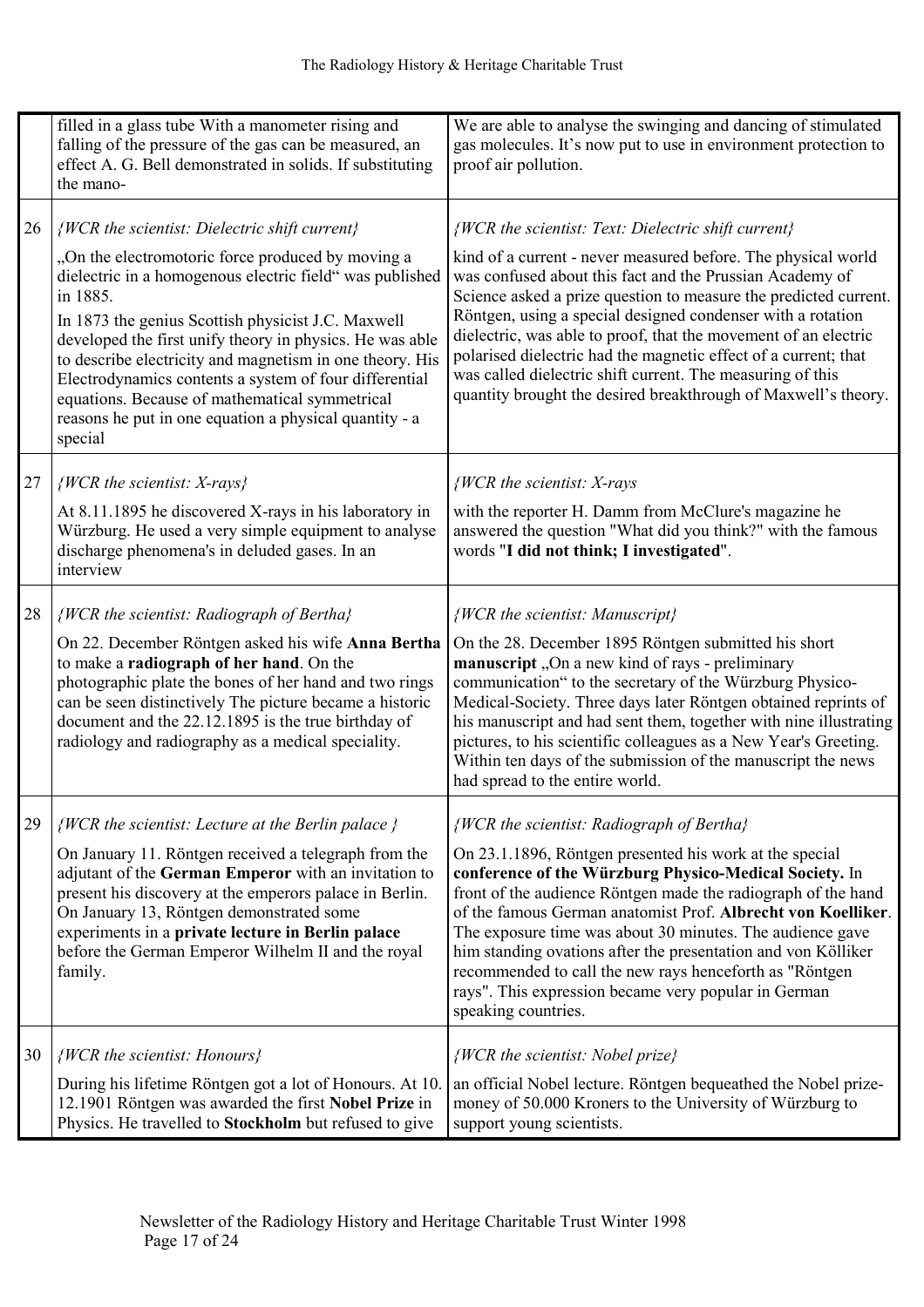| | | |
|---|---|---|
| | filled in a glass tube With a manometer rising and falling of the pressure of the gas can be measured, an effect A. G. Bell demonstrated in solids. If substituting the mano- | We are able to analyse the swinging and dancing of stimulated gas molecules. It's now put to use in environment protection to proof air pollution. |
| 26 | *{WCR the scientist: Dielectric shift current}*<br><br>„On the electromotoric force produced by moving a dielectric in a homogenous electric field" was published in 1885.<br><br>In 1873 the genius Scottish physicist J.C. Maxwell developed the first unify theory in physics. He was able to describe electricity and magnetism in one theory. His Electrodynamics contents a system of four differential equations. Because of mathematical symmetrical reasons he put in one equation a physical quantity - a special | *{WCR the scientist: Text: Dielectric shift current}*<br><br>kind of a current - never measured before. The physical world was confused about this fact and the Prussian Academy of Science asked a prize question to measure the predicted current. Röntgen, using a special designed condenser with a rotation dielectric, was able to proof, that the movement of an electric polarised dielectric had the magnetic effect of a current; that was called dielectric shift current. The measuring of this quantity brought the desired breakthrough of Maxwell's theory. |
| 27 | *{WCR the scientist: X-rays}*<br><br>At 8.11.1895 he discovered X-rays in his laboratory in Würzburg. He used a very simple equipment to analyse discharge phenomena's in deluded gases. In an interview | *{WCR the scientist: X-rays*<br><br>with the reporter H. Damm from McClure's magazine he answered the question "What did you think?" with the famous words "**I did not think; I investigated**". |
| 28 | *{WCR the scientist: Radiograph of Bertha}*<br><br>On 22. December Röntgen asked his wife **Anna Bertha** to make a **radiograph of her hand**. On the photographic plate the bones of her hand and two rings can be seen distinctively The picture became a historic document and the 22.12.1895 is the true birthday of radiology and radiography as a medical speciality. | *{WCR the scientist: Manuscript}*<br><br>On the 28. December 1895 Röntgen submitted his short **manuscript** „On a new kind of rays - preliminary communication" to the secretary of the Würzburg Physico-Medical-Society. Three days later Röntgen obtained reprints of his manuscript and had sent them, together with nine illustrating pictures, to his scientific colleagues as a New Year's Greeting. Within ten days of the submission of the manuscript the news had spread to the entire world. |
| 29 | *{WCR the scientist: Lecture at the Berlin palace }*<br><br>On January 11. Röntgen received a telegraph from the adjutant of the **German Emperor** with an invitation to present his discovery at the emperors palace in Berlin. On January 13, Röntgen demonstrated some experiments in a **private lecture in Berlin palace** before the German Emperor Wilhelm II and the royal family. | *{WCR the scientist: Radiograph of Bertha}*<br><br>On 23.1.1896, Röntgen presented his work at the special **conference of the Würzburg Physico-Medical Society.** In front of the audience Röntgen made the radiograph of the hand of the famous German anatomist Prof. **Albrecht von Koelliker**. The exposure time was about 30 minutes. The audience gave him standing ovations after the presentation and von Kölliker recommended to call the new rays henceforth as "Röntgen rays". This expression became very popular in German speaking countries. |
| 30 | *{WCR the scientist: Honours}*<br><br>During his lifetime Röntgen got a lot of Honours. At 10. 12.1901 Röntgen was awarded the first **Nobel Prize** in Physics. He travelled to **Stockholm** but refused to give | *{WCR the scientist: Nobel prize}*<br><br>an official Nobel lecture. Röntgen bequeathed the Nobel prize-money of 50.000 Kroners to the University of Würzburg to support young scientists. |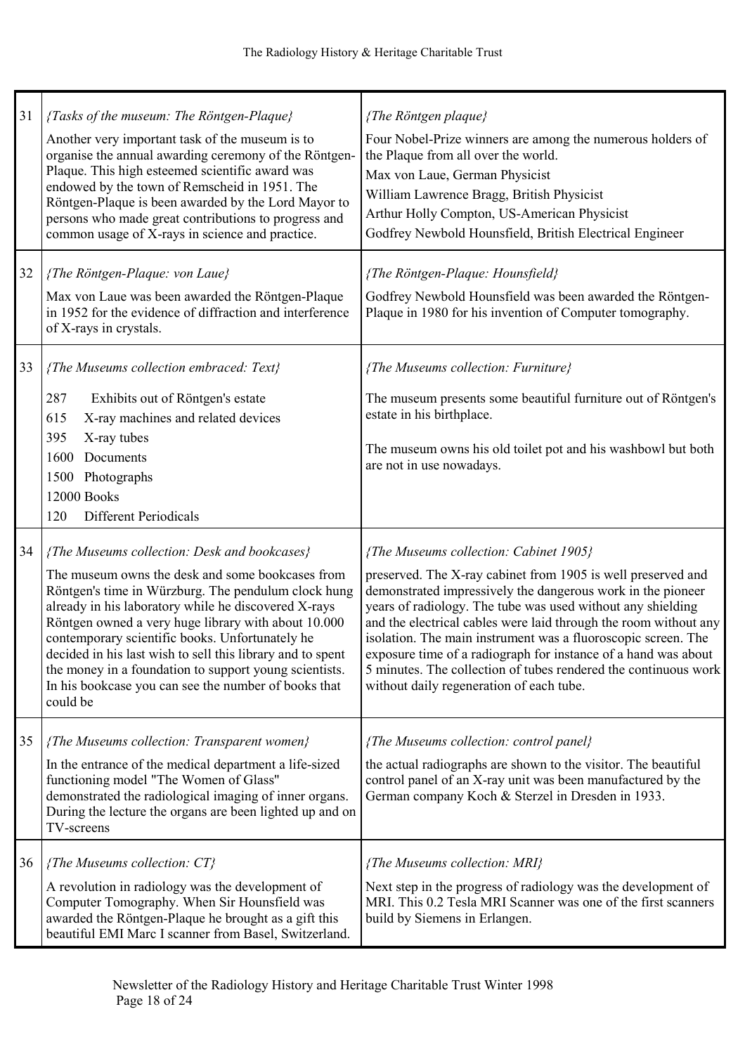| | | |
|---|---|---|
| 31 | *{Tasks of the museum: The Röntgen-Plaque}*<br><br>Another very important task of the museum is to organise the annual awarding ceremony of the Röntgen-Plaque. This high esteemed scientific award was endowed by the town of Remscheid in 1951. The Röntgen-Plaque is been awarded by the Lord Mayor to persons who made great contributions to progress and common usage of X-rays in science and practice. | *{The Röntgen plaque}*<br><br>Four Nobel-Prize winners are among the numerous holders of the Plaque from all over the world.<br>Max von Laue, German Physicist<br>William Lawrence Bragg, British Physicist<br>Arthur Holly Compton, US-American Physicist<br>Godfrey Newbold Hounsfield, British Electrical Engineer |
| 32 | *{The Röntgen-Plaque: von Laue}*<br><br>Max von Laue was been awarded the Röntgen-Plaque in 1952 for the evidence of diffraction and interference of X-rays in crystals. | *{The Röntgen-Plaque: Hounsfield}*<br><br>Godfrey Newbold Hounsfield was been awarded the Röntgen-Plaque in 1980 for his invention of Computer tomography. |
| 33 | *{The Museums collection embraced: Text}*<br><br>287 Exhibits out of Röntgen's estate<br>615 X-ray machines and related devices<br>395 X-ray tubes<br>1600 Documents<br>1500 Photographs<br>12000 Books<br>120 Different Periodicals | *{The Museums collection: Furniture}*<br><br>The museum presents some beautiful furniture out of Röntgen's estate in his birthplace.<br><br>The museum owns his old toilet pot and his washbowl but both are not in use nowadays. |
| 34 | *{The Museums collection: Desk and bookcases}*<br><br>The museum owns the desk and some bookcases from Röntgen's time in Würzburg. The pendulum clock hung already in his laboratory while he discovered X-rays Röntgen owned a very huge library with about 10.000 contemporary scientific books. Unfortunately he decided in his last wish to sell this library and to spent the money in a foundation to support young scientists. In his bookcase you can see the number of books that could be | *{The Museums collection: Cabinet 1905}*<br><br>preserved. The X-ray cabinet from 1905 is well preserved and demonstrated impressively the dangerous work in the pioneer years of radiology. The tube was used without any shielding and the electrical cables were laid through the room without any isolation. The main instrument was a fluoroscopic screen. The exposure time of a radiograph for instance of a hand was about 5 minutes. The collection of tubes rendered the continuous work without daily regeneration of each tube. |
| 35 | *{The Museums collection: Transparent women}*<br><br>In the entrance of the medical department a life-sized functioning model "The Women of Glass" demonstrated the radiological imaging of inner organs. During the lecture the organs are been lighted up and on TV-screens | *{The Museums collection: control panel}*<br><br>the actual radiographs are shown to the visitor. The beautiful control panel of an X-ray unit was been manufactured by the German company Koch & Sterzel in Dresden in 1933. |
| 36 | *{The Museums collection: CT}*<br><br>A revolution in radiology was the development of Computer Tomography. When Sir Hounsfield was awarded the Röntgen-Plaque he brought as a gift this beautiful EMI Marc I scanner from Basel, Switzerland. | *{The Museums collection: MRI}*<br><br>Next step in the progress of radiology was the development of MRI. This 0.2 Tesla MRI Scanner was one of the first scanners build by Siemens in Erlangen. |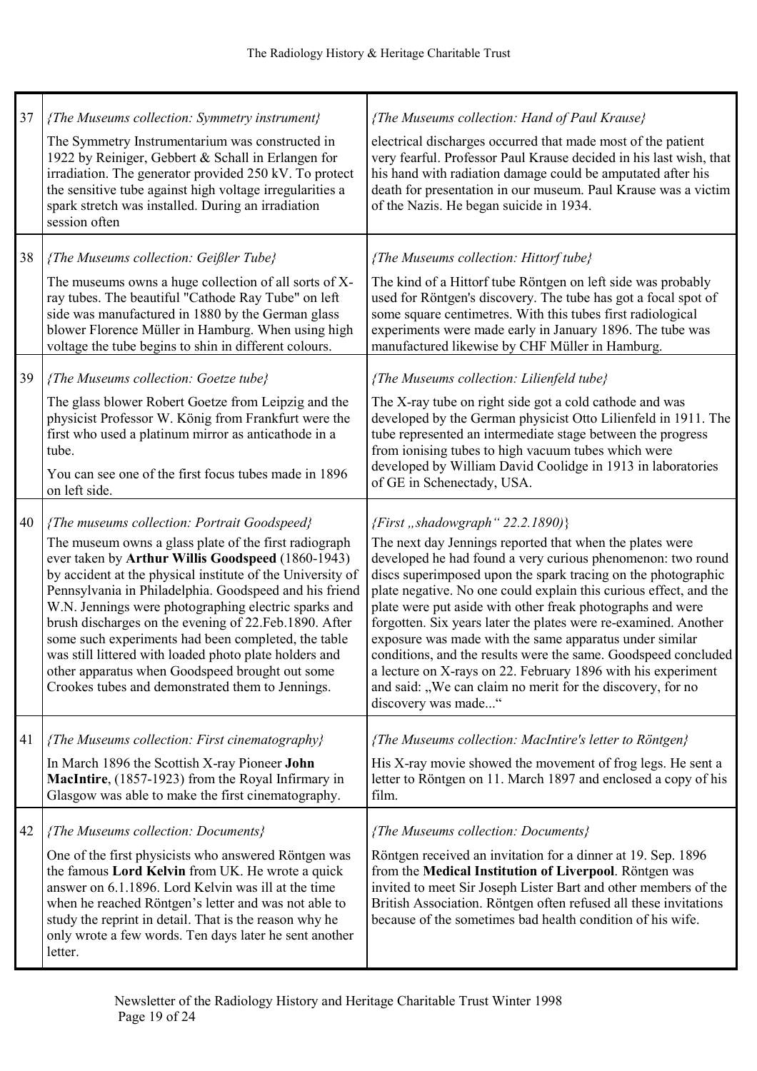| | | |
|---|---|---|
| 37 | *{The Museums collection: Symmetry instrument}*<br><br>The Symmetry Instrumentarium was constructed in 1922 by Reiniger, Gebbert & Schall in Erlangen for irradiation. The generator provided 250 kV. To protect the sensitive tube against high voltage irregularities a spark stretch was installed. During an irradiation session often | *{The Museums collection: Hand of Paul Krause}*<br><br>electrical discharges occurred that made most of the patient very fearful. Professor Paul Krause decided in his last wish, that his hand with radiation damage could be amputated after his death for presentation in our museum. Paul Krause was a victim of the Nazis. He began suicide in 1934. |
| 38 | *{The Museums collection: Geißler Tube}*<br><br>The museums owns a huge collection of all sorts of X-ray tubes. The beautiful "Cathode Ray Tube" on left side was manufactured in 1880 by the German glass blower Florence Müller in Hamburg. When using high voltage the tube begins to shin in different colours. | *{The Museums collection: Hittorf tube}*<br><br>The kind of a Hittorf tube Röntgen on left side was probably used for Röntgen's discovery. The tube has got a focal spot of some square centimetres. With this tubes first radiological experiments were made early in January 1896. The tube was manufactured likewise by CHF Müller in Hamburg. |
| 39 | *{The Museums collection: Goetze tube}*<br><br>The glass blower Robert Goetze from Leipzig and the physicist Professor W. König from Frankfurt were the first who used a platinum mirror as anticathode in a tube.<br><br>You can see one of the first focus tubes made in 1896 on left side. | *{The Museums collection: Lilienfeld tube}*<br><br>The X-ray tube on right side got a cold cathode and was developed by the German physicist Otto Lilienfeld in 1911. The tube represented an intermediate stage between the progress from ionising tubes to high vacuum tubes which were developed by William David Coolidge in 1913 in laboratories of GE in Schenectady, USA. |
| 40 | *{The museums collection: Portrait Goodspeed}*<br><br>The museum owns a glass plate of the first radiograph ever taken by **Arthur Willis Goodspeed** (1860-1943) by accident at the physical institute of the University of Pennsylvania in Philadelphia. Goodspeed and his friend W.N. Jennings were photographing electric sparks and brush discharges on the evening of 22.Feb.1890. After some such experiments had been completed, the table was still littered with loaded photo plate holders and other apparatus when Goodspeed brought out some Crookes tubes and demonstrated them to Jennings. | *{First „shadowgraph" 22.2.1890)}*<br><br>The next day Jennings reported that when the plates were developed he had found a very curious phenomenon: two round discs superimposed upon the spark tracing on the photographic plate negative. No one could explain this curious effect, and the plate were put aside with other freak photographs and were forgotten. Six years later the plates were re-examined. Another exposure was made with the same apparatus under similar conditions, and the results were the same. Goodspeed concluded a lecture on X-rays on 22. February 1896 with his experiment and said: „We can claim no merit for the discovery, for no discovery was made..." |
| 41 | *{The Museums collection: First cinematography}*<br><br>In March 1896 the Scottish X-ray Pioneer **John MacIntire**, (1857-1923) from the Royal Infirmary in Glasgow was able to make the first cinematography. | *{The Museums collection: MacIntire's letter to Röntgen}*<br><br>His X-ray movie showed the movement of frog legs. He sent a letter to Röntgen on 11. March 1897 and enclosed a copy of his film. |
| 42 | *{The Museums collection: Documents}*<br><br>One of the first physicists who answered Röntgen was the famous **Lord Kelvin** from UK. He wrote a quick answer on 6.1.1896. Lord Kelvin was ill at the time when he reached Röntgen's letter and was not able to study the reprint in detail. That is the reason why he only wrote a few words. Ten days later he sent another letter. | *{The Museums collection: Documents}*<br><br>Röntgen received an invitation for a dinner at 19. Sep. 1896 from the **Medical Institution of Liverpool**. Röntgen was invited to meet Sir Joseph Lister Bart and other members of the British Association. Röntgen often refused all these invitations because of the sometimes bad health condition of his wife. |

Newsletter of the Radiology History and Heritage Charitable Trust Winter 1998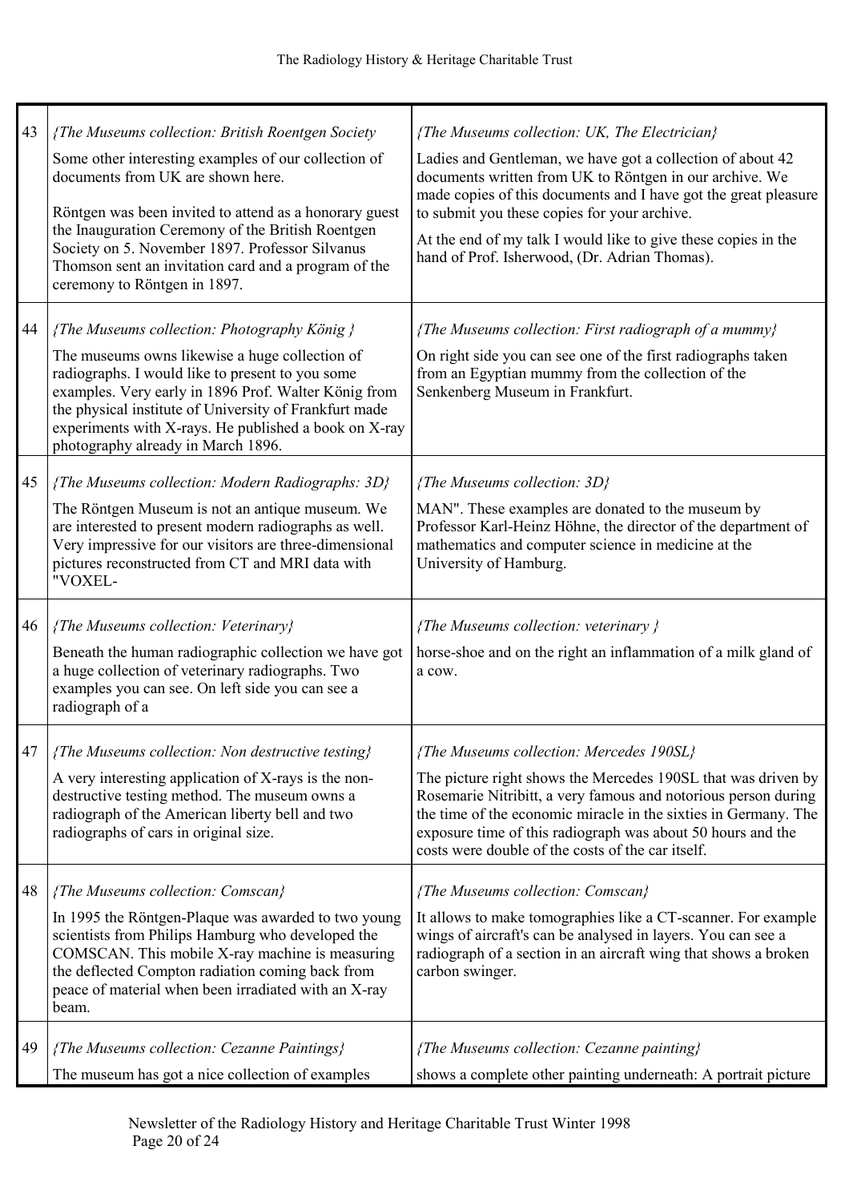| | | |
|---|---|---|
| 43 | *{The Museums collection: British Roentgen Society*<br><br>Some other interesting examples of our collection of documents from UK are shown here.<br><br>Röntgen was been invited to attend as a honorary guest the Inauguration Ceremony of the British Roentgen Society on 5. November 1897. Professor Silvanus Thomson sent an invitation card and a program of the ceremony to Röntgen in 1897. | *{The Museums collection: UK, The Electrician}*<br><br>Ladies and Gentleman, we have got a collection of about 42 documents written from UK to Röntgen in our archive. We made copies of this documents and I have got the great pleasure to submit you these copies for your archive.<br><br>At the end of my talk I would like to give these copies in the hand of Prof. Isherwood, (Dr. Adrian Thomas). |
| 44 | *{The Museums collection: Photography König }*<br><br>The museums owns likewise a huge collection of radiographs. I would like to present to you some examples. Very early in 1896 Prof. Walter König from the physical institute of University of Frankfurt made experiments with X-rays. He published a book on X-ray photography already in March 1896. | *{The Museums collection: First radiograph of a mummy}*<br><br>On right side you can see one of the first radiographs taken from an Egyptian mummy from the collection of the Senkenberg Museum in Frankfurt. |
| 45 | *{The Museums collection: Modern Radiographs: 3D}*<br><br>The Röntgen Museum is not an antique museum. We are interested to present modern radiographs as well. Very impressive for our visitors are three-dimensional pictures reconstructed from CT and MRI data with "VOXEL- | *{The Museums collection: 3D}*<br><br>MAN". These examples are donated to the museum by Professor Karl-Heinz Höhne, the director of the department of mathematics and computer science in medicine at the University of Hamburg. |
| 46 | *{The Museums collection: Veterinary}*<br><br>Beneath the human radiographic collection we have got a huge collection of veterinary radiographs. Two examples you can see. On left side you can see a radiograph of a | *{The Museums collection: veterinary }*<br><br>horse-shoe and on the right an inflammation of a milk gland of a cow. |
| 47 | *{The Museums collection: Non destructive testing}*<br><br>A very interesting application of X-rays is the non-destructive testing method. The museum owns a radiograph of the American liberty bell and two radiographs of cars in original size. | *{The Museums collection: Mercedes 190SL}*<br><br>The picture right shows the Mercedes 190SL that was driven by Rosemarie Nitribitt, a very famous and notorious person during the time of the economic miracle in the sixties in Germany. The exposure time of this radiograph was about 50 hours and the costs were double of the costs of the car itself. |
| 48 | *{The Museums collection: Comscan}*<br><br>In 1995 the Röntgen-Plaque was awarded to two young scientists from Philips Hamburg who developed the COMSCAN. This mobile X-ray machine is measuring the deflected Compton radiation coming back from peace of material when been irradiated with an X-ray beam. | *{The Museums collection: Comscan}*<br><br>It allows to make tomographies like a CT-scanner. For example wings of aircraft's can be analysed in layers. You can see a radiograph of a section in an aircraft wing that shows a broken carbon swinger. |
| 49 | *{The Museums collection: Cezanne Paintings}*<br><br>The museum has got a nice collection of examples | *{The Museums collection: Cezanne painting}*<br><br>shows a complete other painting underneath: A portrait picture |

Newsletter of the Radiology History and Heritage Charitable Trust Winter 1998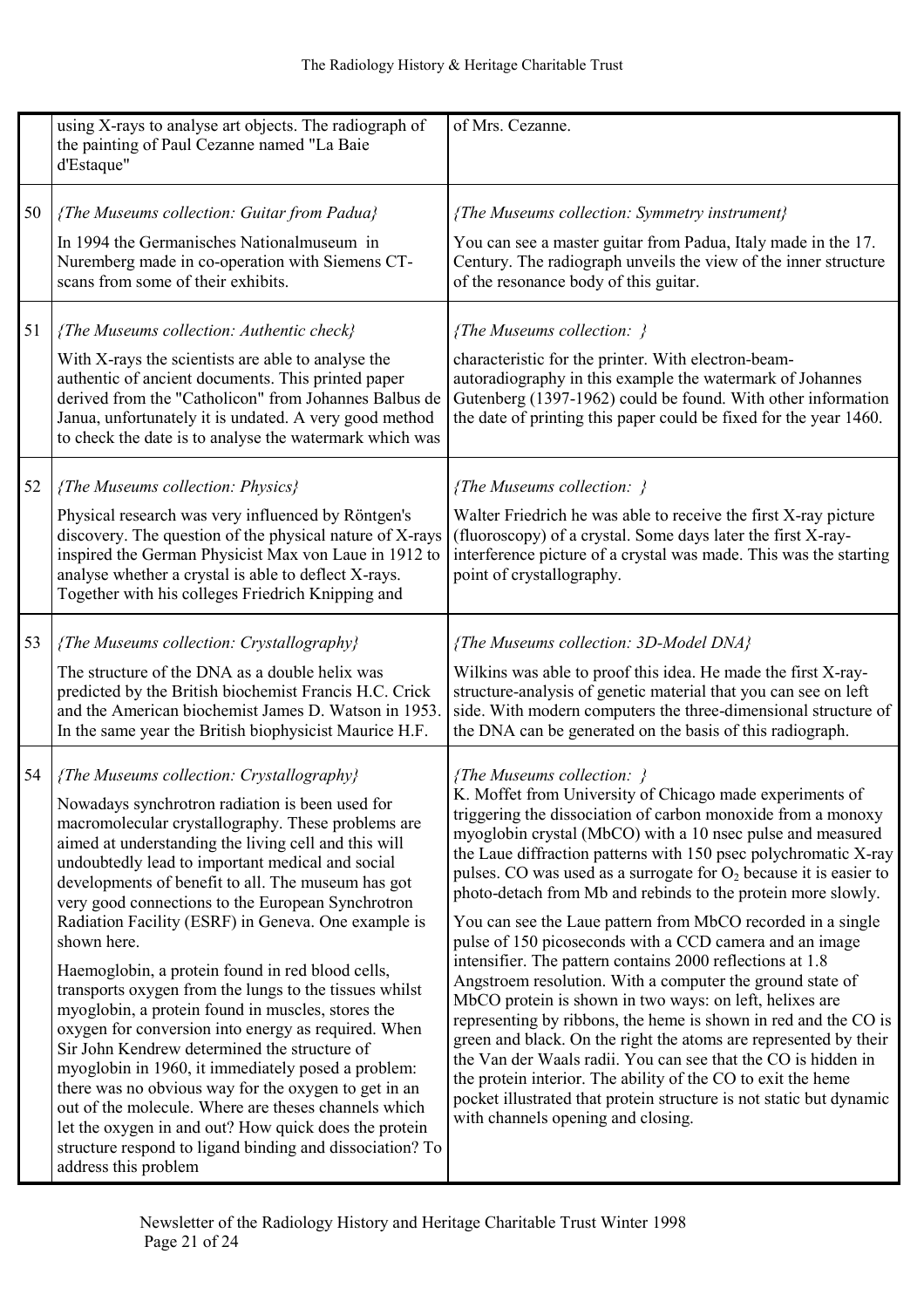|    |    |    |
|---|---|---|
|  | using X-rays to analyse art objects. The radiograph of the painting of Paul Cezanne named "La Baie d'Estaque" | of Mrs. Cezanne. |
| 50 | *{The Museums collection: Guitar from Padua}* In 1994 the Germanisches Nationalmuseum in Nuremberg made in co-operation with Siemens CT-scans from some of their exhibits. | *{The Museums collection: Symmetry instrument}* You can see a master guitar from Padua, Italy made in the 17. Century. The radiograph unveils the view of the inner structure of the resonance body of this guitar. |
| 51 | *{The Museums collection: Authentic check}* With X-rays the scientists are able to analyse the authentic of ancient documents. This printed paper derived from the "Catholicon" from Johannes Balbus de Janua, unfortunately it is undated. A very good method to check the date is to analyse the watermark which was | *{The Museums collection: }* characteristic for the printer. With electron-beam-autoradiography in this example the watermark of Johannes Gutenberg (1397-1962) could be found. With other information the date of printing this paper could be fixed for the year 1460. |
| 52 | *{The Museums collection: Physics}* Physical research was very influenced by Röntgen's discovery. The question of the physical nature of X-rays inspired the German Physicist Max von Laue in 1912 to analyse whether a crystal is able to deflect X-rays. Together with his colleges Friedrich Knipping and | *{The Museums collection: }* Walter Friedrich he was able to receive the first X-ray picture (fluoroscopy) of a crystal. Some days later the first X-ray-interference picture of a crystal was made. This was the starting point of crystallography. |
| 53 | *{The Museums collection: Crystallography}* The structure of the DNA as a double helix was predicted by the British biochemist Francis H.C. Crick and the American biochemist James D. Watson in 1953. In the same year the British biophysicist Maurice H.F. | *{The Museums collection: 3D-Model DNA}* Wilkins was able to proof this idea. He made the first X-ray-structure-analysis of genetic material that you can see on left side. With modern computers the three-dimensional structure of the DNA can be generated on the basis of this radiograph. |
| 54 | *{The Museums collection: Crystallography}* Nowadays synchrotron radiation is been used for macromolecular crystallography. These problems are aimed at understanding the living cell and this will undoubtedly lead to important medical and social developments of benefit to all. The museum has got very good connections to the European Synchrotron Radiation Facility (ESRF) in Geneva. One example is shown here. <br><br> Haemoglobin, a protein found in red blood cells, transports oxygen from the lungs to the tissues whilst myoglobin, a protein found in muscles, stores the oxygen for conversion into energy as required. When Sir John Kendrew determined the structure of myoglobin in 1960, it immediately posed a problem: there was no obvious way for the oxygen to get in an out of the molecule. Where are theses channels which let the oxygen in and out? How quick does the protein structure respond to ligand binding and dissociation? To address this problem | *{The Museums collection: }* K. Moffet from University of Chicago made experiments of triggering the dissociation of carbon monoxide from a monoxy myoglobin crystal (MbCO) with a 10 nsec pulse and measured the Laue diffraction patterns with 150 psec polychromatic X-ray pulses. CO was used as a surrogate for $O_2$ because it is easier to photo-detach from Mb and rebinds to the protein more slowly. <br><br> You can see the Laue pattern from MbCO recorded in a single pulse of 150 picoseconds with a CCD camera and an image intensifier. The pattern contains 2000 reflections at 1.8 Angstroem resolution. With a computer the ground state of MbCO protein is shown in two ways: on left, helixes are representing by ribbons, the heme is shown in red and the CO is green and black. On the right the atoms are represented by their the Van der Waals radii. You can see that the CO is hidden in the protein interior. The ability of the CO to exit the heme pocket illustrated that protein structure is not static but dynamic with channels opening and closing. |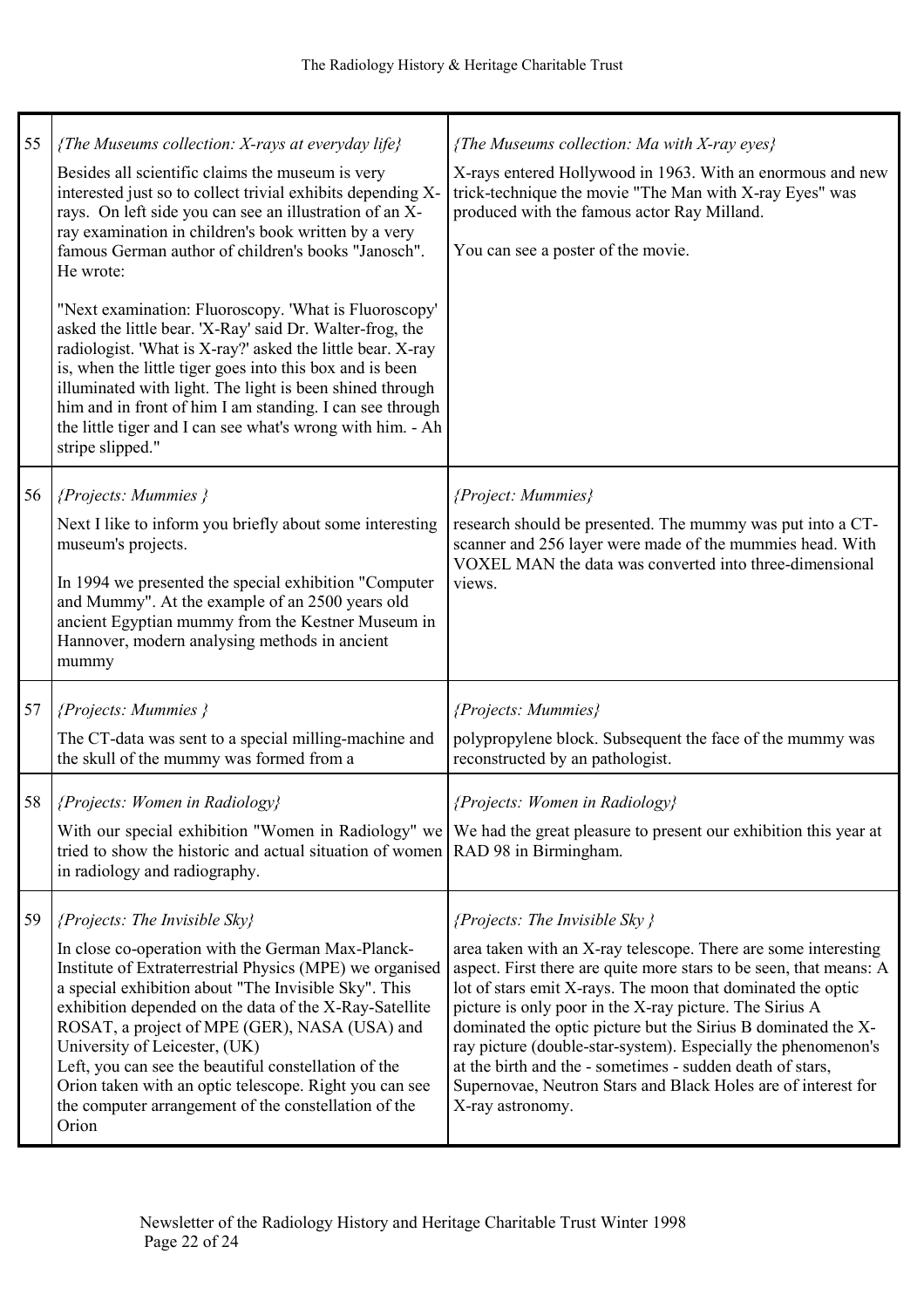| | | |
|---|---|---|
| 55 | {The Museums collection: X-rays at everyday life}<br><br>Besides all scientific claims the museum is very interested just so to collect trivial exhibits depending X-rays. On left side you can see an illustration of an X-ray examination in children's book written by a very famous German author of children's books "Janosch". He wrote:<br><br>"Next examination: Fluoroscopy. 'What is Fluoroscopy' asked the little bear. 'X-Ray' said Dr. Walter-frog, the radiologist. 'What is X-ray?' asked the little bear. X-ray is, when the little tiger goes into this box and is been illuminated with light. The light is been shined through him and in front of him I am standing. I can see through the little tiger and I can see what's wrong with him. - Ah stripe slipped." | {The Museums collection: Ma with X-ray eyes}<br><br>X-rays entered Hollywood in 1963. With an enormous and new trick-technique the movie "The Man with X-ray Eyes" was produced with the famous actor Ray Milland.<br><br>You can see a poster of the movie. |
| 56 | {Projects: Mummies }<br><br>Next I like to inform you briefly about some interesting museum's projects.<br><br>In 1994 we presented the special exhibition "Computer and Mummy". At the example of an 2500 years old ancient Egyptian mummy from the Kestner Museum in Hannover, modern analysing methods in ancient mummy | {Project: Mummies}<br><br>research should be presented. The mummy was put into a CT-scanner and 256 layer were made of the mummies head. With VOXEL MAN the data was converted into three-dimensional views. |
| 57 | {Projects: Mummies }<br><br>The CT-data was sent to a special milling-machine and the skull of the mummy was formed from a | {Projects: Mummies}<br><br>polypropylene block. Subsequent the face of the mummy was reconstructed by an pathologist. |
| 58 | {Projects: Women in Radiology}<br><br>With our special exhibition "Women in Radiology" we tried to show the historic and actual situation of women in radiology and radiography. | {Projects: Women in Radiology}<br><br>We had the great pleasure to present our exhibition this year at RAD 98 in Birmingham. |
| 59 | {Projects: The Invisible Sky}<br><br>In close co-operation with the German Max-Planck-Institute of Extraterrestrial Physics (MPE) we organised a special exhibition about "The Invisible Sky". This exhibition depended on the data of the X-Ray-Satellite ROSAT, a project of MPE (GER), NASA (USA) and University of Leicester, (UK)<br>Left, you can see the beautiful constellation of the Orion taken with an optic telescope. Right you can see the computer arrangement of the constellation of the Orion | {Projects: The Invisible Sky }<br><br>area taken with an X-ray telescope. There are some interesting aspect. First there are quite more stars to be seen, that means: A lot of stars emit X-rays. The moon that dominated the optic picture is only poor in the X-ray picture. The Sirius A dominated the optic picture but the Sirius B dominated the X-ray picture (double-star-system). Especially the phenomenon's at the birth and the - sometimes - sudden death of stars, Supernovae, Neutron Stars and Black Holes are of interest for X-ray astronomy. |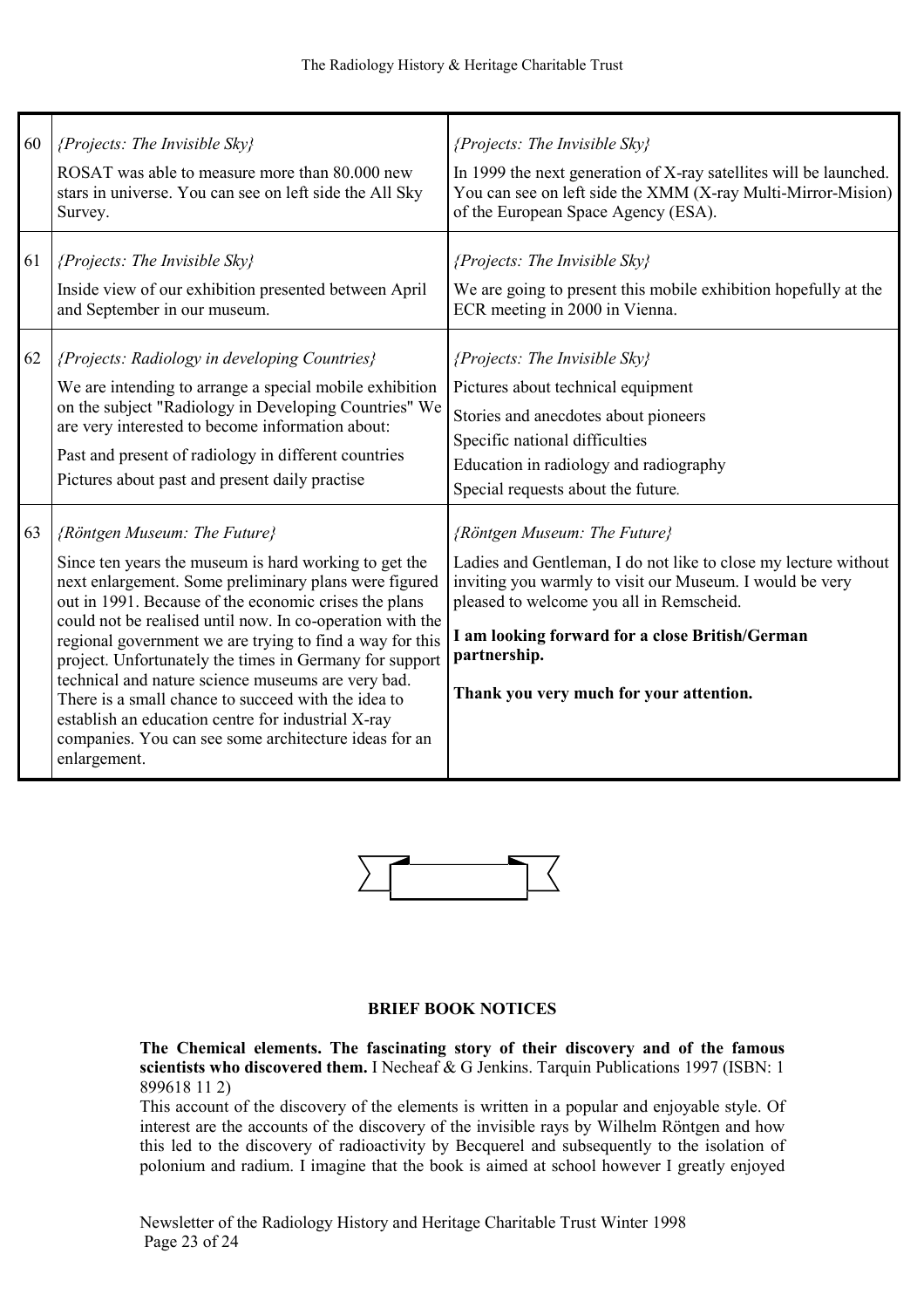| | | |
|---|---|---|
| 60 | *{Projects: The Invisible Sky}*<br>ROSAT was able to measure more than 80.000 new stars in universe. You can see on left side the All Sky Survey. | *{Projects: The Invisible Sky}*<br>In 1999 the next generation of X-ray satellites will be launched. You can see on left side the XMM (X-ray Multi-Mirror-Mision) of the European Space Agency (ESA). |
| 61 | *{Projects: The Invisible Sky}*<br>Inside view of our exhibition presented between April and September in our museum. | *{Projects: The Invisible Sky}*<br>We are going to present this mobile exhibition hopefully at the ECR meeting in 2000 in Vienna. |
| 62 | *{Projects: Radiology in developing Countries}*<br>We are intending to arrange a special mobile exhibition on the subject "Radiology in Developing Countries" We are very interested to become information about:<br>Past and present of radiology in different countries<br>Pictures about past and present daily practise | *{Projects: The Invisible Sky}*<br>Pictures about technical equipment<br>Stories and anecdotes about pioneers<br>Specific national difficulties<br>Education in radiology and radiography<br>Special requests about the future. |
| 63 | *{Röntgen Museum: The Future}*<br>Since ten years the museum is hard working to get the next enlargement. Some preliminary plans were figured out in 1991. Because of the economic crises the plans could not be realised until now. In co-operation with the regional government we are trying to find a way for this project. Unfortunately the times in Germany for support technical and nature science museums are very bad. There is a small chance to succeed with the idea to establish an education centre for industrial X-ray companies. You can see some architecture ideas for an enlargement. | *{Röntgen Museum: The Future}*<br>Ladies and Gentleman, I do not like to close my lecture without inviting you warmly to visit our Museum. I would be very pleased to welcome you all in Remscheid.<br>**I am looking forward for a close British/German partnership.**<br>**Thank you very much for your attention.** |

## BRIEF BOOK NOTICES

**The Chemical elements. The fascinating story of their discovery and of the famous scientists who discovered them.** I Necheaf & G Jenkins. Tarquin Publications 1997 (ISBN: 1 899618 11 2)

This account of the discovery of the elements is written in a popular and enjoyable style. Of interest are the accounts of the discovery of the invisible rays by Wilhelm Röntgen and how this led to the discovery of radioactivity by Becquerel and subsequently to the isolation of polonium and radium. I imagine that the book is aimed at school however I greatly enjoyed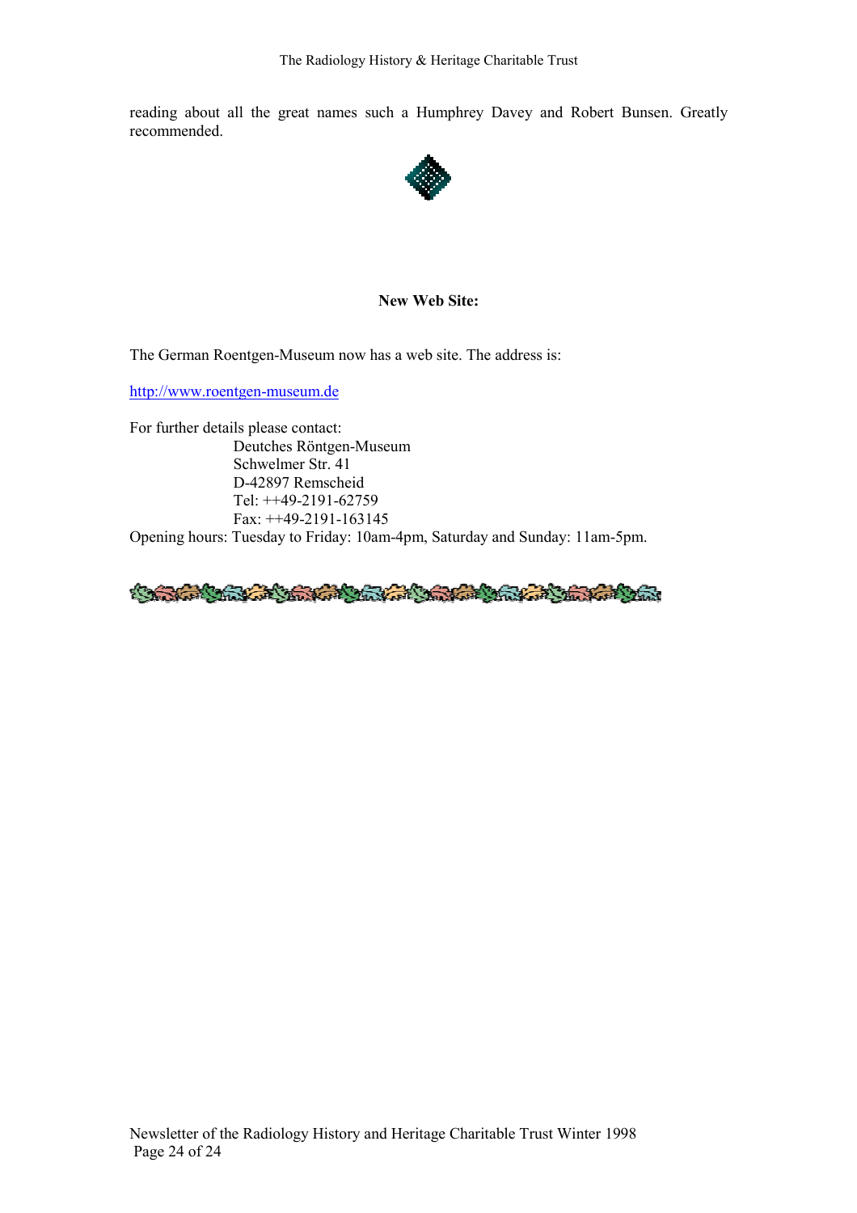reading about all the great names such a Humphrey Davey and Robert Bunsen. Greatly recommended.

**New Web Site:**

The German Roentgen-Museum now has a web site. The address is:

http://www.roentgen-museum.de

For further details please contact:

Deutches Röntgen-Museum
Schwelmer Str. 41
D-42897 Remscheid
Tel: ++49-2191-62759
Fax: ++49-2191-163145

Opening hours: Tuesday to Friday: 10am-4pm, Saturday and Sunday: 11am-5pm.